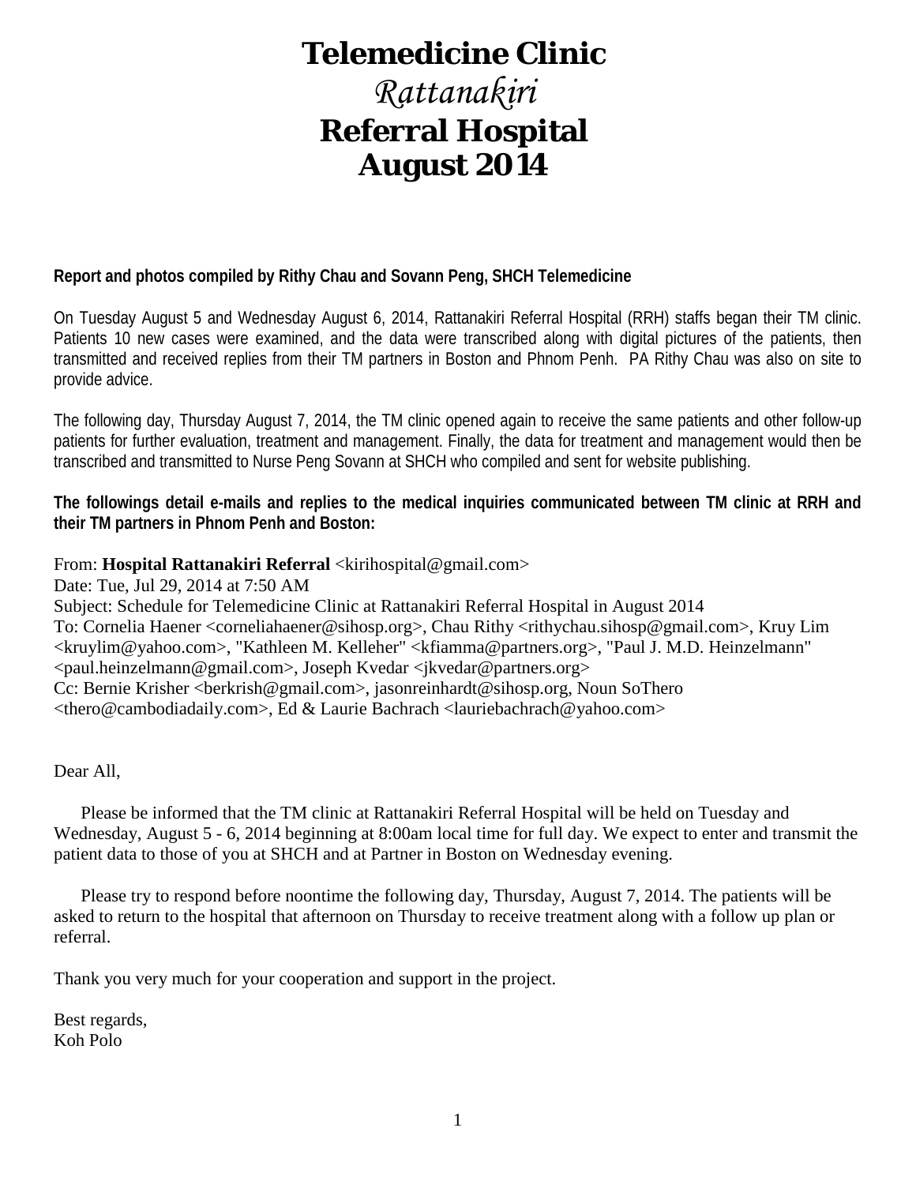# Telemedicine Clinic

## *Rattanakiri*

# Referral Hospital

# August 2014

**Report and photos compiled by Rithy Chau and Sovann Peng, SHCH Telemedicine**

On Tuesday August 5 and Wednesday August 6, 2014, Rattanakiri Referral Hospital (RRH) staffs began their TM clinic. Patients 10 new cases were examined, and the data were transcribed along with digital pictures of the patients, then transmitted and received replies from their TM partners in Boston and Phnom Penh. PA Rithy Chau was also on site to provide advice.

The following day, Thursday August 7, 2014, the TM clinic opened again to receive the same patients and other follow-up patients for further evaluation, treatment and management. Finally, the data for treatment and management would then be transcribed and transmitted to Nurse Peng Sovann at SHCH who compiled and sent for website publishing.

**The followings detail e-mails and replies to the medical inquiries communicated between TM clinic at RRH and their TM partners in Phnom Penh and Boston:**

From: **Hospital Rattanakiri Referral** <kirihospital@gmail.com>
Date: Tue, Jul 29, 2014 at 7:50 AM
Subject: Schedule for Telemedicine Clinic at Rattanakiri Referral Hospital in August 2014
To: Cornelia Haener <corneliahaener@sihosp.org>, Chau Rithy <rithychau.sihosp@gmail.com>, Kruy Lim <kruylim@yahoo.com>, "Kathleen M. Kelleher" <kfiamma@partners.org>, "Paul J. M.D. Heinzelmann" <paul.heinzelmann@gmail.com>, Joseph Kvedar <jkvedar@partners.org>
Cc: Bernie Krisher <berkrish@gmail.com>, jasonreinhardt@sihosp.org, Noun SoThero <thero@cambodiadaily.com>, Ed & Laurie Bachrach <lauriebachrach@yahoo.com>

Dear All,

Please be informed that the TM clinic at Rattanakiri Referral Hospital will be held on Tuesday and Wednesday, August 5 - 6, 2014 beginning at 8:00am local time for full day. We expect to enter and transmit the patient data to those of you at SHCH and at Partner in Boston on Wednesday evening.

Please try to respond before noontime the following day, Thursday, August 7, 2014. The patients will be asked to return to the hospital that afternoon on Thursday to receive treatment along with a follow up plan or referral.

Thank you very much for your cooperation and support in the project.

Best regards,
Koh Polo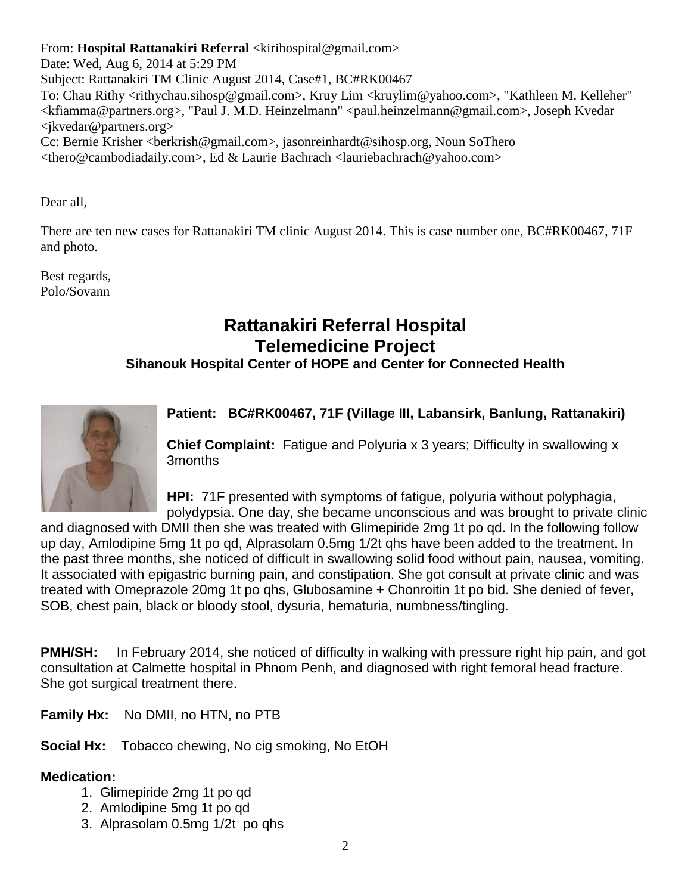From: **Hospital Rattanakiri Referral** <kirihospital@gmail.com>
Date: Wed, Aug 6, 2014 at 5:29 PM
Subject: Rattanakiri TM Clinic August 2014, Case#1, BC#RK00467
To: Chau Rithy <rithychau.sihosp@gmail.com>, Kruy Lim <kruylim@yahoo.com>, "Kathleen M. Kelleher" <kfiamma@partners.org>, "Paul J. M.D. Heinzelmann" <paul.heinzelmann@gmail.com>, Joseph Kvedar <jkvedar@partners.org>
Cc: Bernie Krisher <berkrish@gmail.com>, jasonreinhardt@sihosp.org, Noun SoThero <thero@cambodiadaily.com>, Ed & Laurie Bachrach <lauriebachrach@yahoo.com>

Dear all,

There are ten new cases for Rattanakiri TM clinic August 2014. This is case number one, BC#RK00467, 71F and photo.

Best regards,
Polo/Sovann

# Rattanakiri Referral Hospital
# Telemedicine Project
### Sihanouk Hospital Center of HOPE and Center for Connected Health

**Patient: BC#RK00467, 71F (Village III, Labansirk, Banlung, Rattanakiri)**

**Chief Complaint:** Fatigue and Polyuria x 3 years; Difficulty in swallowing x 3months

**HPI:** 71F presented with symptoms of fatigue, polyuria without polyphagia, polydypsia. One day, she became unconscious and was brought to private clinic and diagnosed with DMII then she was treated with Glimepiride 2mg 1t po qd. In the following follow up day, Amlodipine 5mg 1t po qd, Alprasolam 0.5mg 1/2t qhs have been added to the treatment. In the past three months, she noticed of difficult in swallowing solid food without pain, nausea, vomiting. It associated with epigastric burning pain, and constipation. She got consult at private clinic and was treated with Omeprazole 20mg 1t po qhs, Glubosamine + Chonroitin 1t po bid. She denied of fever, SOB, chest pain, black or bloody stool, dysuria, hematuria, numbness/tingling.

**PMH/SH:** In February 2014, she noticed of difficulty in walking with pressure right hip pain, and got consultation at Calmette hospital in Phnom Penh, and diagnosed with right femoral head fracture. She got surgical treatment there.

**Family Hx:** No DMII, no HTN, no PTB

**Social Hx:** Tobacco chewing, No cig smoking, No EtOH

**Medication:**

1. Glimepiride 2mg 1t po qd
2. Amlodipine 5mg 1t po qd
3. Alprasolam 0.5mg 1/2t po qhs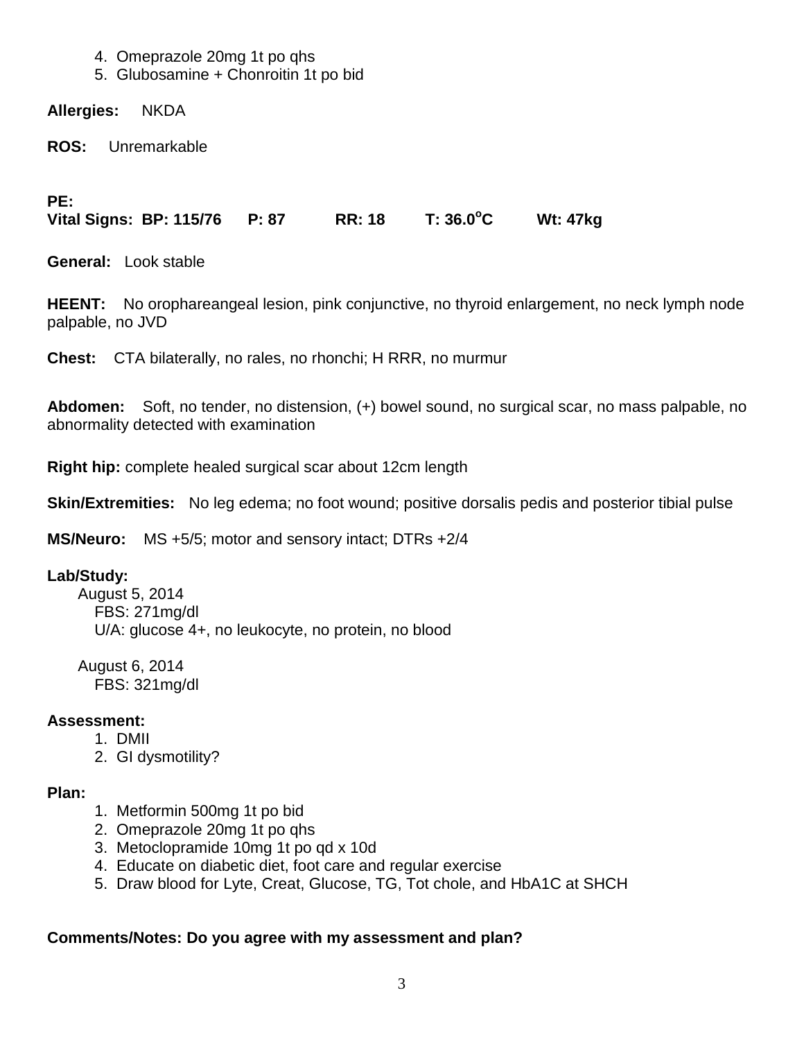4. Omeprazole 20mg 1t po qhs
5. Glubosamine + Chonroitin 1t po bid

**Allergies:** NKDA

**ROS:** Unremarkable

**PE:**
**Vital Signs: BP: 115/76 P: 87 RR: 18 T: 36.0°C Wt: 47kg**

**General:** Look stable

**HEENT:** No orophareangeal lesion, pink conjunctive, no thyroid enlargement, no neck lymph node palpable, no JVD

**Chest:** CTA bilaterally, no rales, no rhonchi; H RRR, no murmur

**Abdomen:** Soft, no tender, no distension, (+) bowel sound, no surgical scar, no mass palpable, no abnormality detected with examination

**Right hip:** complete healed surgical scar about 12cm length

**Skin/Extremities:** No leg edema; no foot wound; positive dorsalis pedis and posterior tibial pulse

**MS/Neuro:** MS +5/5; motor and sensory intact; DTRs +2/4

**Lab/Study:**

August 5, 2014
FBS: 271mg/dl
U/A: glucose 4+, no leukocyte, no protein, no blood

August 6, 2014
FBS: 321mg/dl

**Assessment:**

1. DMII
2. GI dysmotility?

**Plan:**

1. Metformin 500mg 1t po bid
2. Omeprazole 20mg 1t po qhs
3. Metoclopramide 10mg 1t po qd x 10d
4. Educate on diabetic diet, foot care and regular exercise
5. Draw blood for Lyte, Creat, Glucose, TG, Tot chole, and HbA1C at SHCH

**Comments/Notes: Do you agree with my assessment and plan?**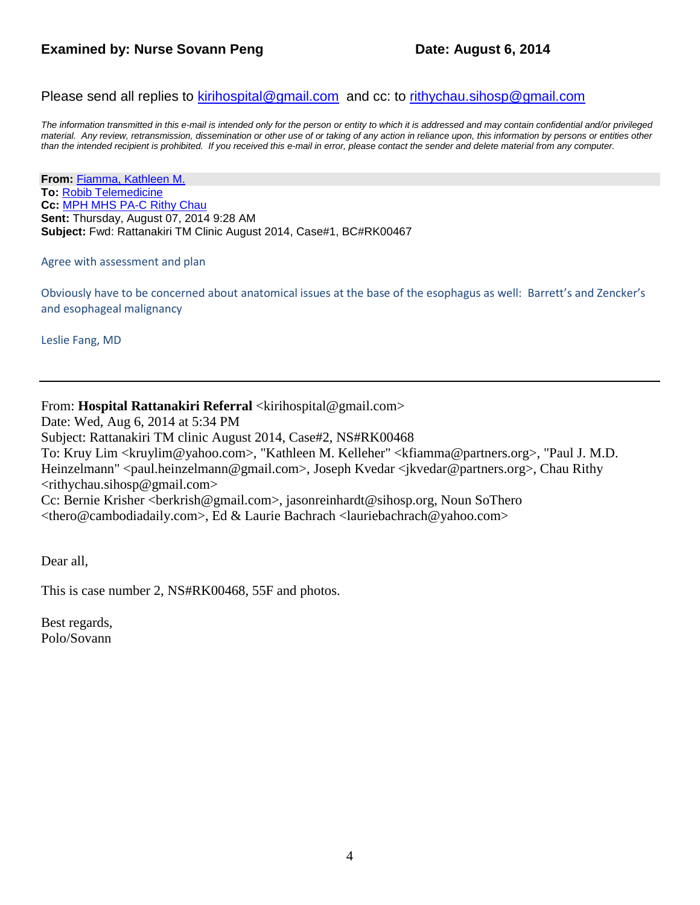**Examined by: Nurse Sovann Peng** **Date: August 6, 2014**

Please send all replies to kirihospital@gmail.com and cc: to rithychau.sihosp@gmail.com

*The information transmitted in this e-mail is intended only for the person or entity to which it is addressed and may contain confidential and/or privileged material. Any review, retransmission, dissemination or other use of or taking of any action in reliance upon, this information by persons or entities other than the intended recipient is prohibited. If you received this e-mail in error, please contact the sender and delete material from any computer.*

**From:** Fiamma, Kathleen M.
**To:** Robib Telemedicine
**Cc:** MPH MHS PA-C Rithy Chau
**Sent:** Thursday, August 07, 2014 9:28 AM
**Subject:** Fwd: Rattanakiri TM Clinic August 2014, Case#1, BC#RK00467

Agree with assessment and plan

Obviously have to be concerned about anatomical issues at the base of the esophagus as well: Barrett's and Zencker's and esophageal malignancy

Leslie Fang, MD

---

From: **Hospital Rattanakiri Referral** <kirihospital@gmail.com>
Date: Wed, Aug 6, 2014 at 5:34 PM
Subject: Rattanakiri TM clinic August 2014, Case#2, NS#RK00468
To: Kruy Lim <kruylim@yahoo.com>, "Kathleen M. Kelleher" <kfiamma@partners.org>, "Paul J. M.D. Heinzelmann" <paul.heinzelmann@gmail.com>, Joseph Kvedar <jkvedar@partners.org>, Chau Rithy <rithychau.sihosp@gmail.com>
Cc: Bernie Krisher <berkrish@gmail.com>, jasonreinhardt@sihosp.org, Noun SoThero <thero@cambodiadaily.com>, Ed & Laurie Bachrach <lauriebachrach@yahoo.com>

Dear all,

This is case number 2, NS#RK00468, 55F and photos.

Best regards,
Polo/Sovann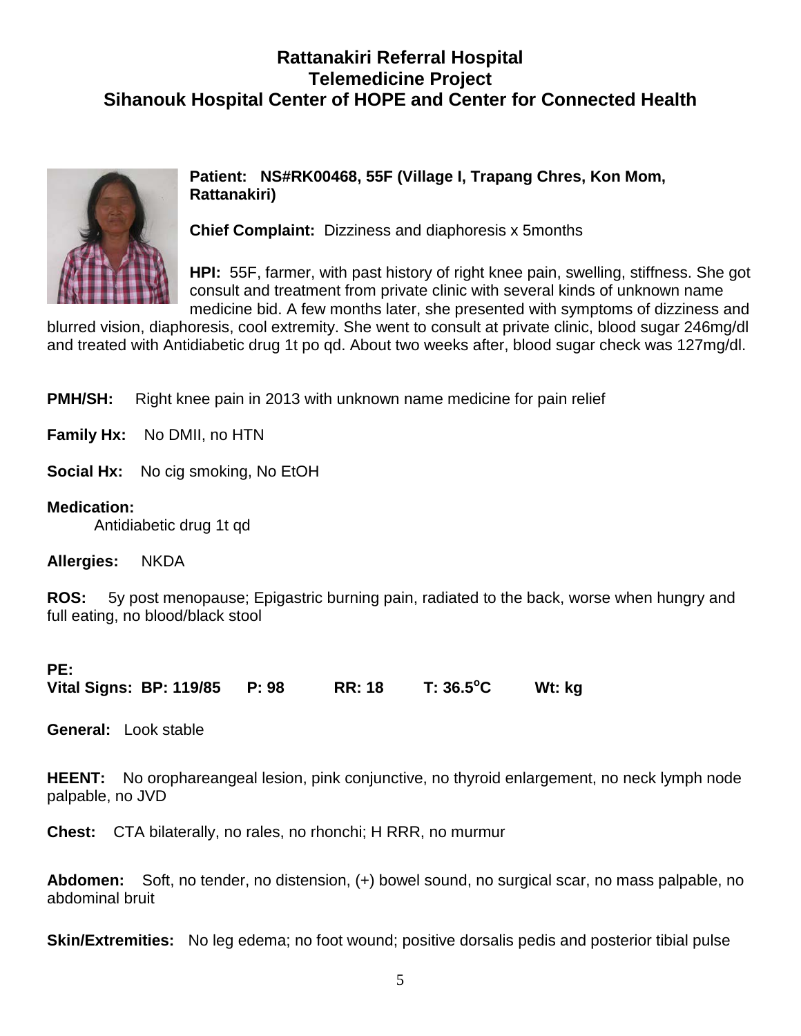# Rattanakiri Referral Hospital
# Telemedicine Project
# Sihanouk Hospital Center of HOPE and Center for Connected Health

**Patient: NS#RK00468, 55F (Village I, Trapang Chres, Kon Mom, Rattanakiri)**

**Chief Complaint:** Dizziness and diaphoresis x 5months

**HPI:** 55F, farmer, with past history of right knee pain, swelling, stiffness. She got consult and treatment from private clinic with several kinds of unknown name medicine bid. A few months later, she presented with symptoms of dizziness and blurred vision, diaphoresis, cool extremity. She went to consult at private clinic, blood sugar 246mg/dl and treated with Antidiabetic drug 1t po qd. About two weeks after, blood sugar check was 127mg/dl.

**PMH/SH:** Right knee pain in 2013 with unknown name medicine for pain relief

**Family Hx:** No DMII, no HTN

**Social Hx:** No cig smoking, No EtOH

**Medication:**

Antidiabetic drug 1t qd

**Allergies:** NKDA

**ROS:** 5y post menopause; Epigastric burning pain, radiated to the back, worse when hungry and full eating, no blood/black stool

**PE:**

**Vital Signs: BP: 119/85 P: 98 RR: 18 T: 36.5$^{o}$C Wt: kg**

**General:** Look stable

**HEENT:** No orophareangeal lesion, pink conjunctive, no thyroid enlargement, no neck lymph node palpable, no JVD

**Chest:** CTA bilaterally, no rales, no rhonchi; H RRR, no murmur

**Abdomen:** Soft, no tender, no distension, (+) bowel sound, no surgical scar, no mass palpable, no abdominal bruit

**Skin/Extremities:** No leg edema; no foot wound; positive dorsalis pedis and posterior tibial pulse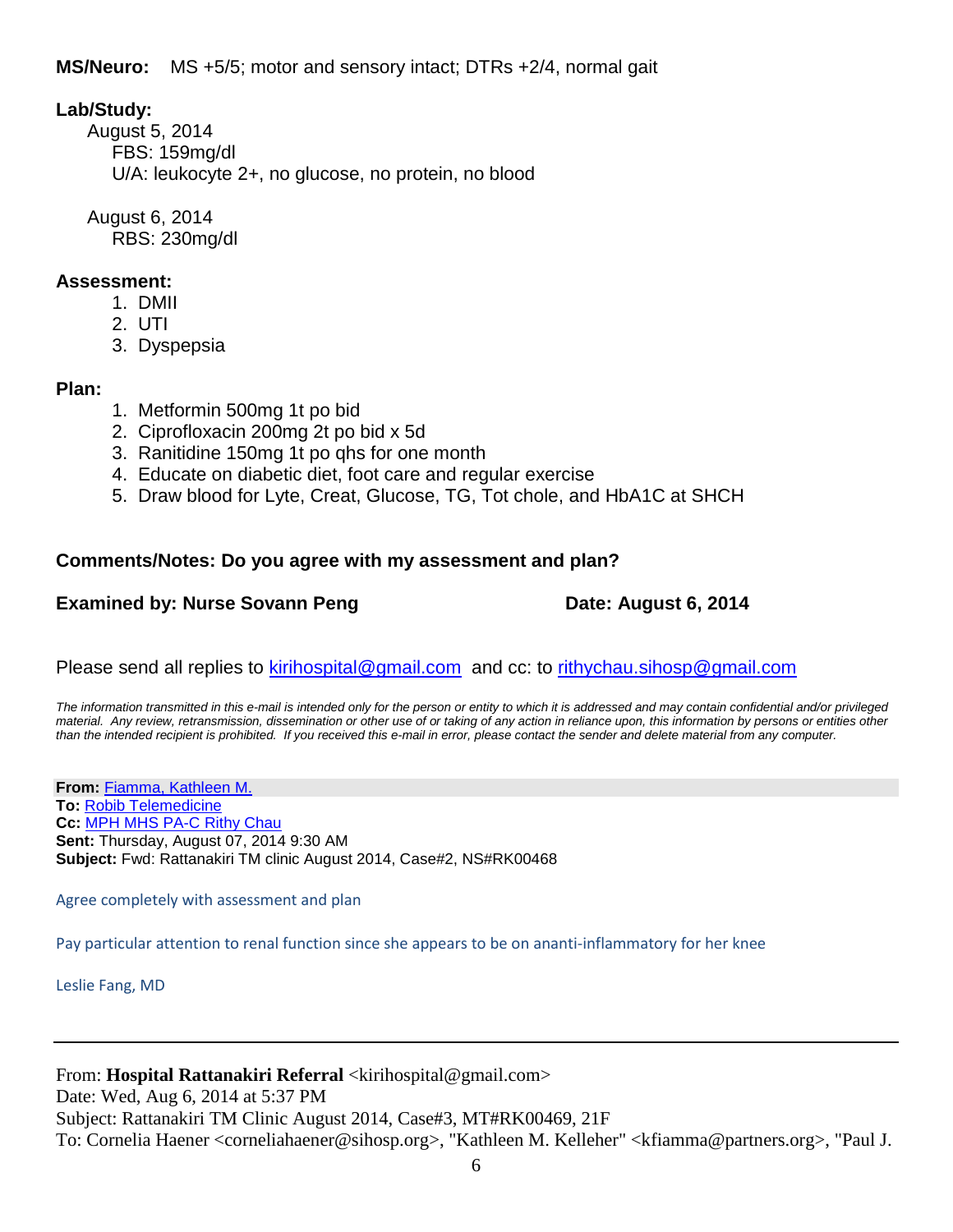**MS/Neuro:** MS +5/5; motor and sensory intact; DTRs +2/4, normal gait

**Lab/Study:**

August 5, 2014

FBS: 159mg/dl

U/A: leukocyte 2+, no glucose, no protein, no blood

August 6, 2014

RBS: 230mg/dl

**Assessment:**

1. DMII
2. UTI
3. Dyspepsia

**Plan:**

1. Metformin 500mg 1t po bid
2. Ciprofloxacin 200mg 2t po bid x 5d
3. Ranitidine 150mg 1t po qhs for one month
4. Educate on diabetic diet, foot care and regular exercise
5. Draw blood for Lyte, Creat, Glucose, TG, Tot chole, and HbA1C at SHCH

**Comments/Notes: Do you agree with my assessment and plan?**

**Examined by: Nurse Sovann Peng** **Date: August 6, 2014**

Please send all replies to kirihospital@gmail.com and cc: to rithychau.sihosp@gmail.com

*The information transmitted in this e-mail is intended only for the person or entity to which it is addressed and may contain confidential and/or privileged material. Any review, retransmission, dissemination or other use of or taking of any action in reliance upon, this information by persons or entities other than the intended recipient is prohibited. If you received this e-mail in error, please contact the sender and delete material from any computer.*

**From:** Fiamma, Kathleen M.
**To:** Robib Telemedicine
**Cc:** MPH MHS PA-C Rithy Chau
**Sent:** Thursday, August 07, 2014 9:30 AM
**Subject:** Fwd: Rattanakiri TM clinic August 2014, Case#2, NS#RK00468

Agree completely with assessment and plan

Pay particular attention to renal function since she appears to be on ananti-inflammatory for her knee

Leslie Fang, MD

---

From: **Hospital Rattanakiri Referral** <kirihospital@gmail.com>
Date: Wed, Aug 6, 2014 at 5:37 PM
Subject: Rattanakiri TM Clinic August 2014, Case#3, MT#RK00469, 21F
To: Cornelia Haener <corneliahaener@sihosp.org>, "Kathleen M. Kelleher" <kfiamma@partners.org>, "Paul J.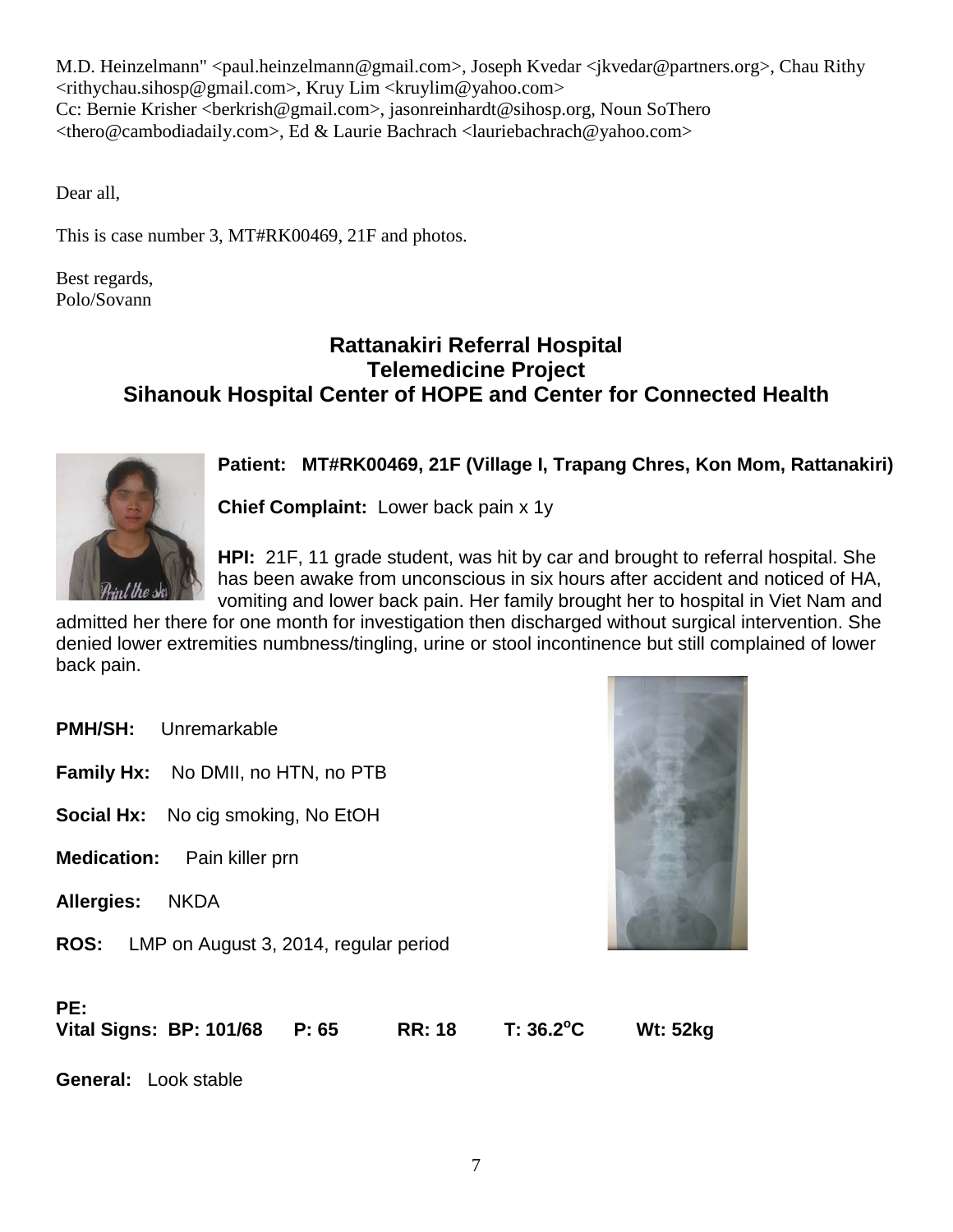M.D. Heinzelmann" <paul.heinzelmann@gmail.com>, Joseph Kvedar <jkvedar@partners.org>, Chau Rithy <rithychau.sihosp@gmail.com>, Kruy Lim <kruylim@yahoo.com>
Cc: Bernie Krisher <berkrish@gmail.com>, jasonreinhardt@sihosp.org, Noun SoThero <thero@cambodiadaily.com>, Ed & Laurie Bachrach <lauriebachrach@yahoo.com>

Dear all,

This is case number 3, MT#RK00469, 21F and photos.

Best regards,
Polo/Sovann

## Rattanakiri Referral Hospital
## Telemedicine Project
## Sihanouk Hospital Center of HOPE and Center for Connected Health

**Patient: MT#RK00469, 21F (Village I, Trapang Chres, Kon Mom, Rattanakiri)**

**Chief Complaint:** Lower back pain x 1y

**HPI:** 21F, 11 grade student, was hit by car and brought to referral hospital. She has been awake from unconscious in six hours after accident and noticed of HA, vomiting and lower back pain. Her family brought her to hospital in Viet Nam and admitted her there for one month for investigation then discharged without surgical intervention. She denied lower extremities numbness/tingling, urine or stool incontinence but still complained of lower back pain.

**PMH/SH:** Unremarkable

**Family Hx:** No DMII, no HTN, no PTB

**Social Hx:** No cig smoking, No EtOH

**Medication:** Pain killer prn

**Allergies:** NKDA

**ROS:** LMP on August 3, 2014, regular period

**PE:**
**Vital Signs: BP: 101/68 P: 65 RR: 18 T: 36.2°C Wt: 52kg**

**General:** Look stable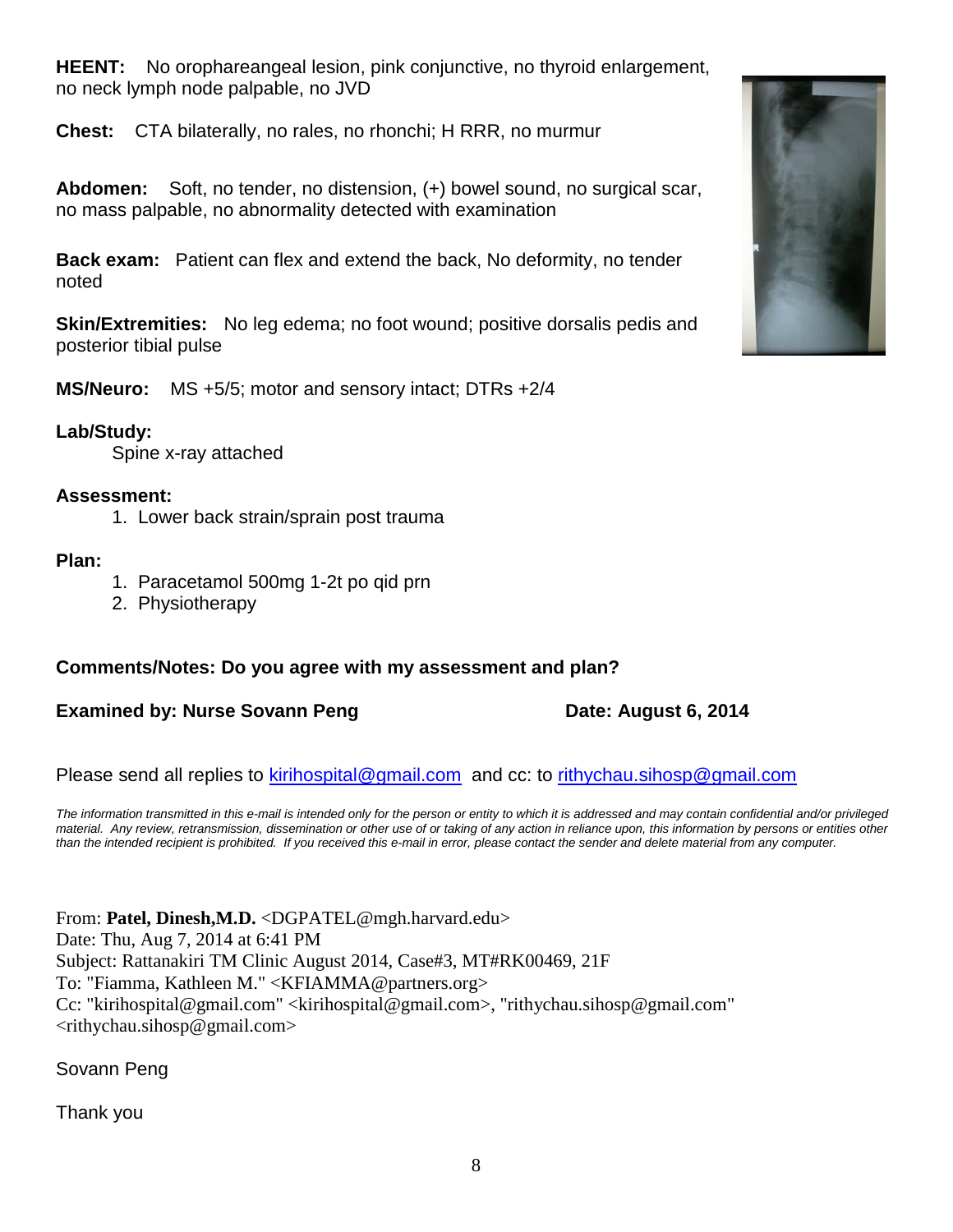**HEENT:** No orophareangeal lesion, pink conjunctive, no thyroid enlargement, no neck lymph node palpable, no JVD

**Chest:** CTA bilaterally, no rales, no rhonchi; H RRR, no murmur

**Abdomen:** Soft, no tender, no distension, (+) bowel sound, no surgical scar, no mass palpable, no abnormality detected with examination

**Back exam:** Patient can flex and extend the back, No deformity, no tender noted

**Skin/Extremities:** No leg edema; no foot wound; positive dorsalis pedis and posterior tibial pulse

**MS/Neuro:** MS +5/5; motor and sensory intact; DTRs +2/4

**Lab/Study:**

Spine x-ray attached

**Assessment:**

1. Lower back strain/sprain post trauma

**Plan:**

1. Paracetamol 500mg 1-2t po qid prn
2. Physiotherapy

**Comments/Notes: Do you agree with my assessment and plan?**

**Examined by: Nurse Sovann Peng** **Date: August 6, 2014**

Please send all replies to kirihospital@gmail.com and cc: to rithychau.sihosp@gmail.com

*The information transmitted in this e-mail is intended only for the person or entity to which it is addressed and may contain confidential and/or privileged material. Any review, retransmission, dissemination or other use of or taking of any action in reliance upon, this information by persons or entities other than the intended recipient is prohibited. If you received this e-mail in error, please contact the sender and delete material from any computer.*

From: **Patel, Dinesh,M.D.** <DGPATEL@mgh.harvard.edu>
Date: Thu, Aug 7, 2014 at 6:41 PM
Subject: Rattanakiri TM Clinic August 2014, Case#3, MT#RK00469, 21F
To: "Fiamma, Kathleen M." <KFIAMMA@partners.org>
Cc: "kirihospital@gmail.com" <kirihospital@gmail.com>, "rithychau.sihosp@gmail.com" <rithychau.sihosp@gmail.com>

Sovann Peng

Thank you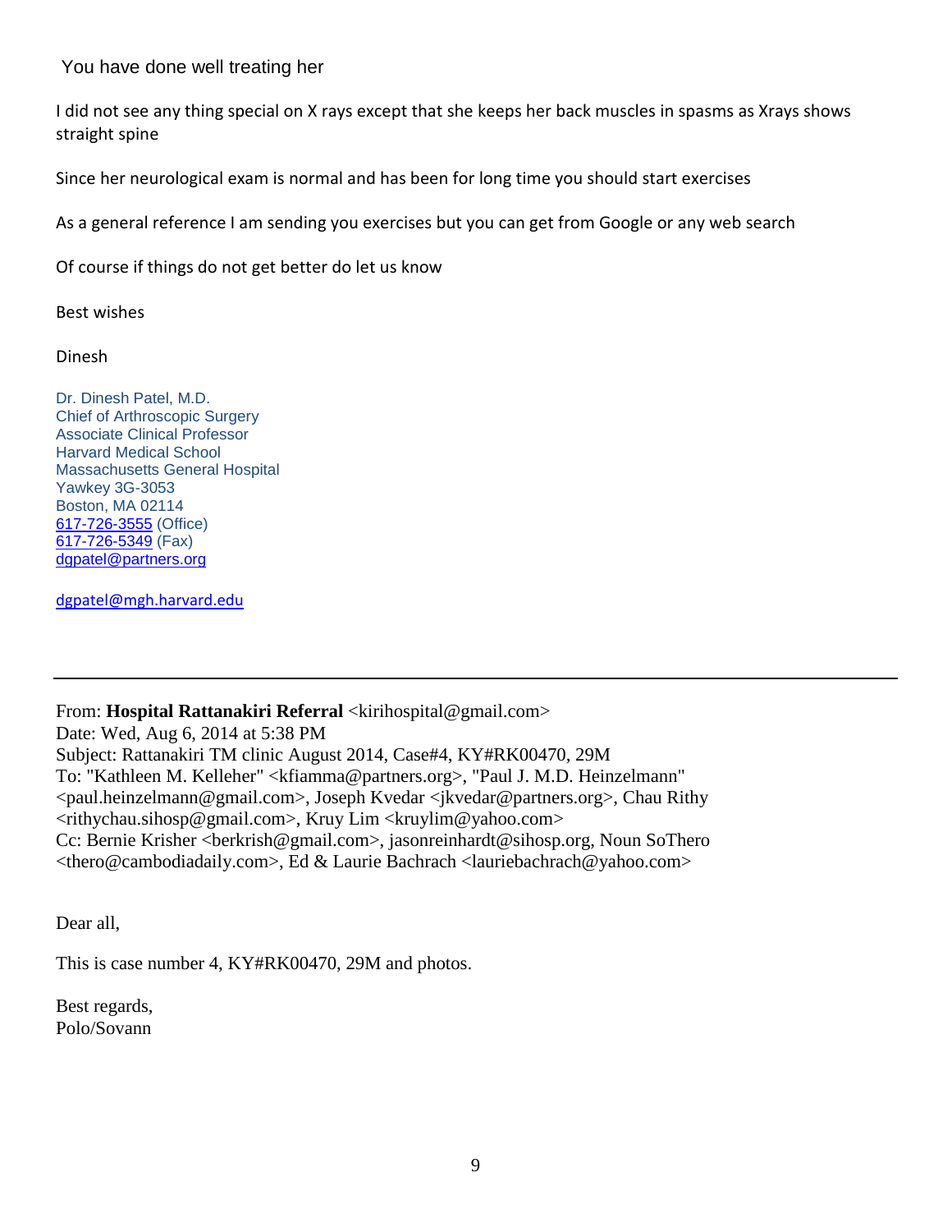You have done well treating her

I did not see any thing special on X rays except that she keeps her back muscles in spasms as Xrays shows straight spine

Since her neurological exam is normal and has been for long time you should start exercises

As a general reference I am sending you exercises but you can get from Google or any web search

Of course if things do not get better do let us know

Best wishes

Dinesh

Dr. Dinesh Patel, M.D.
Chief of Arthroscopic Surgery
Associate Clinical Professor
Harvard Medical School
Massachusetts General Hospital
Yawkey 3G-3053
Boston, MA 02114
617-726-3555 (Office)
617-726-5349 (Fax)
dgpatel@partners.org

dgpatel@mgh.harvard.edu

---

From: **Hospital Rattanakiri Referral** <kirihospital@gmail.com>
Date: Wed, Aug 6, 2014 at 5:38 PM
Subject: Rattanakiri TM clinic August 2014, Case#4, KY#RK00470, 29M
To: "Kathleen M. Kelleher" <kfiamma@partners.org>, "Paul J. M.D. Heinzelmann" <paul.heinzelmann@gmail.com>, Joseph Kvedar <jkvedar@partners.org>, Chau Rithy <rithychau.sihosp@gmail.com>, Kruy Lim <kruylim@yahoo.com>
Cc: Bernie Krisher <berkrish@gmail.com>, jasonreinhardt@sihosp.org, Noun SoThero <thero@cambodiadaily.com>, Ed & Laurie Bachrach <lauriebachrach@yahoo.com>

Dear all,

This is case number 4, KY#RK00470, 29M and photos.

Best regards,
Polo/Sovann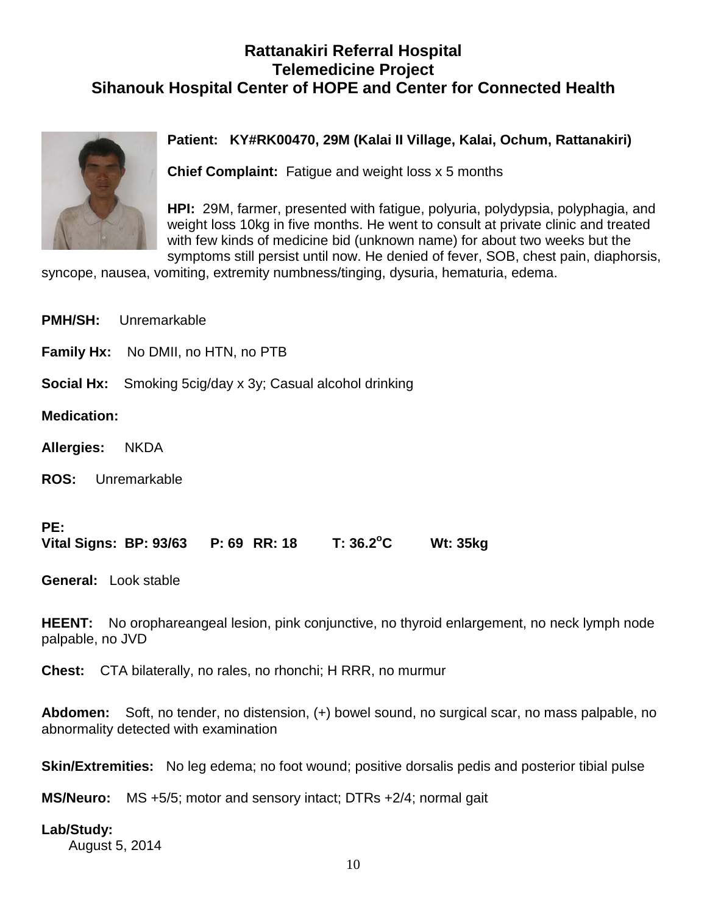**Rattanakiri Referral Hospital**
**Telemedicine Project**
**Sihanouk Hospital Center of HOPE and Center for Connected Health**

**Patient: KY#RK00470, 29M (Kalai II Village, Kalai, Ochum, Rattanakiri)**

**Chief Complaint:** Fatigue and weight loss x 5 months

**HPI:** 29M, farmer, presented with fatigue, polyuria, polydypsia, polyphagia, and weight loss 10kg in five months. He went to consult at private clinic and treated with few kinds of medicine bid (unknown name) for about two weeks but the symptoms still persist until now. He denied of fever, SOB, chest pain, diaphorsis, syncope, nausea, vomiting, extremity numbness/tinging, dysuria, hematuria, edema.

**PMH/SH:** Unremarkable

**Family Hx:** No DMII, no HTN, no PTB

**Social Hx:** Smoking 5cig/day x 3y; Casual alcohol drinking

**Medication:**

**Allergies:** NKDA

**ROS:** Unremarkable

**PE:**
**Vital Signs: BP: 93/63 P: 69 RR: 18 T: 36.2°C Wt: 35kg**

**General:** Look stable

**HEENT:** No orophareangeal lesion, pink conjunctive, no thyroid enlargement, no neck lymph node palpable, no JVD

**Chest:** CTA bilaterally, no rales, no rhonchi; H RRR, no murmur

**Abdomen:** Soft, no tender, no distension, (+) bowel sound, no surgical scar, no mass palpable, no abnormality detected with examination

**Skin/Extremities:** No leg edema; no foot wound; positive dorsalis pedis and posterior tibial pulse

**MS/Neuro:** MS +5/5; motor and sensory intact; DTRs +2/4; normal gait

**Lab/Study:**
August 5, 2014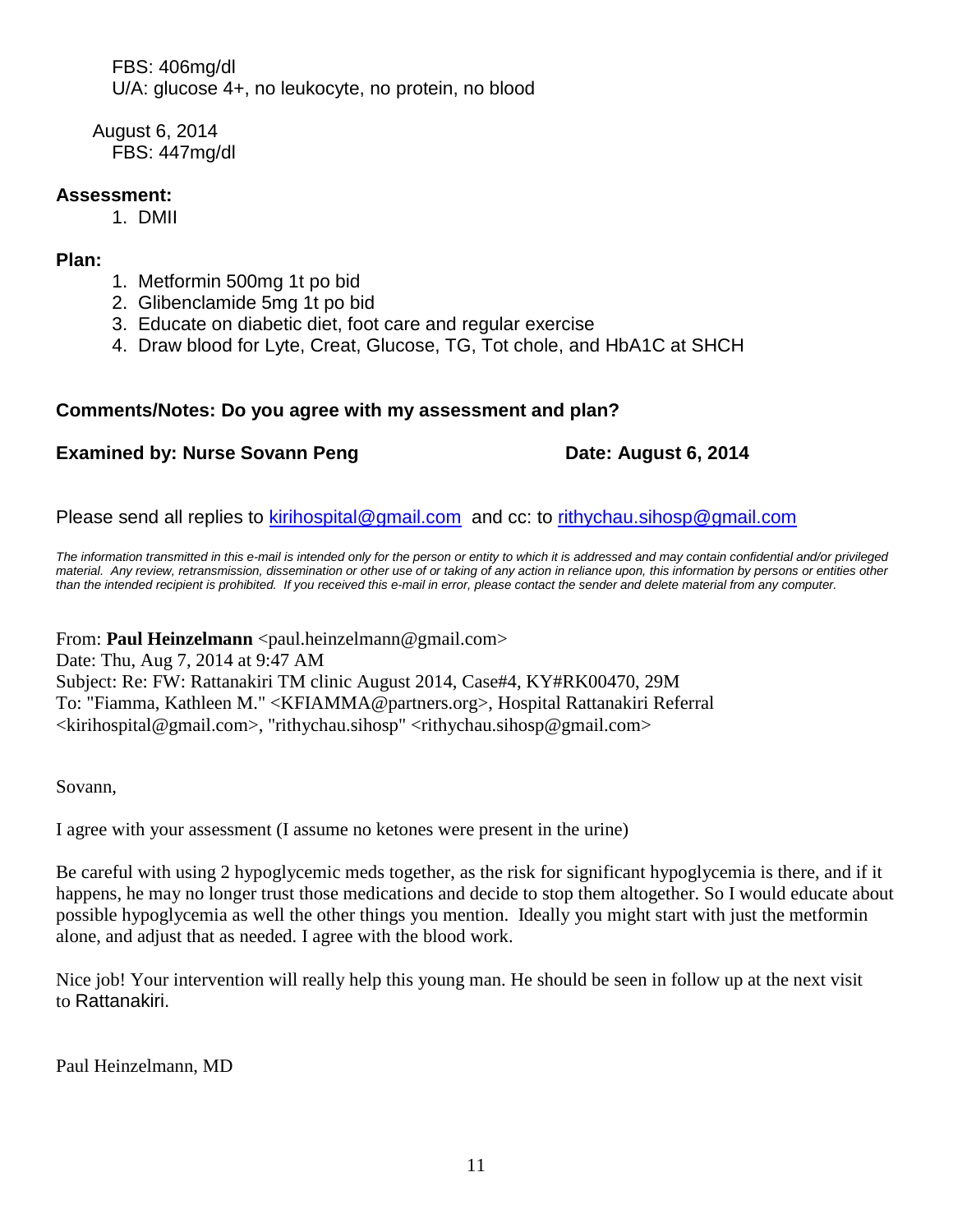FBS: 406mg/dl
U/A: glucose 4+, no leukocyte, no protein, no blood

August 6, 2014
FBS: 447mg/dl

**Assessment:**

1. DMII

**Plan:**

1. Metformin 500mg 1t po bid
2. Glibenclamide 5mg 1t po bid
3. Educate on diabetic diet, foot care and regular exercise
4. Draw blood for Lyte, Creat, Glucose, TG, Tot chole, and HbA1C at SHCH

**Comments/Notes: Do you agree with my assessment and plan?**

**Examined by: Nurse Sovann Peng** **Date: August 6, 2014**

Please send all replies to kirihospital@gmail.com and cc: to rithychau.sihosp@gmail.com

*The information transmitted in this e-mail is intended only for the person or entity to which it is addressed and may contain confidential and/or privileged material. Any review, retransmission, dissemination or other use of or taking of any action in reliance upon, this information by persons or entities other than the intended recipient is prohibited. If you received this e-mail in error, please contact the sender and delete material from any computer.*

From: **Paul Heinzelmann** <paul.heinzelmann@gmail.com>
Date: Thu, Aug 7, 2014 at 9:47 AM
Subject: Re: FW: Rattanakiri TM clinic August 2014, Case#4, KY#RK00470, 29M
To: "Fiamma, Kathleen M." <KFIAMMA@partners.org>, Hospital Rattanakiri Referral <kirihospital@gmail.com>, "rithychau.sihosp" <rithychau.sihosp@gmail.com>

Sovann,

I agree with your assessment (I assume no ketones were present in the urine)

Be careful with using 2 hypoglycemic meds together, as the risk for significant hypoglycemia is there, and if it happens, he may no longer trust those medications and decide to stop them altogether. So I would educate about possible hypoglycemia as well the other things you mention. Ideally you might start with just the metformin alone, and adjust that as needed. I agree with the blood work.

Nice job! Your intervention will really help this young man. He should be seen in follow up at the next visit to Rattanakiri.

Paul Heinzelmann, MD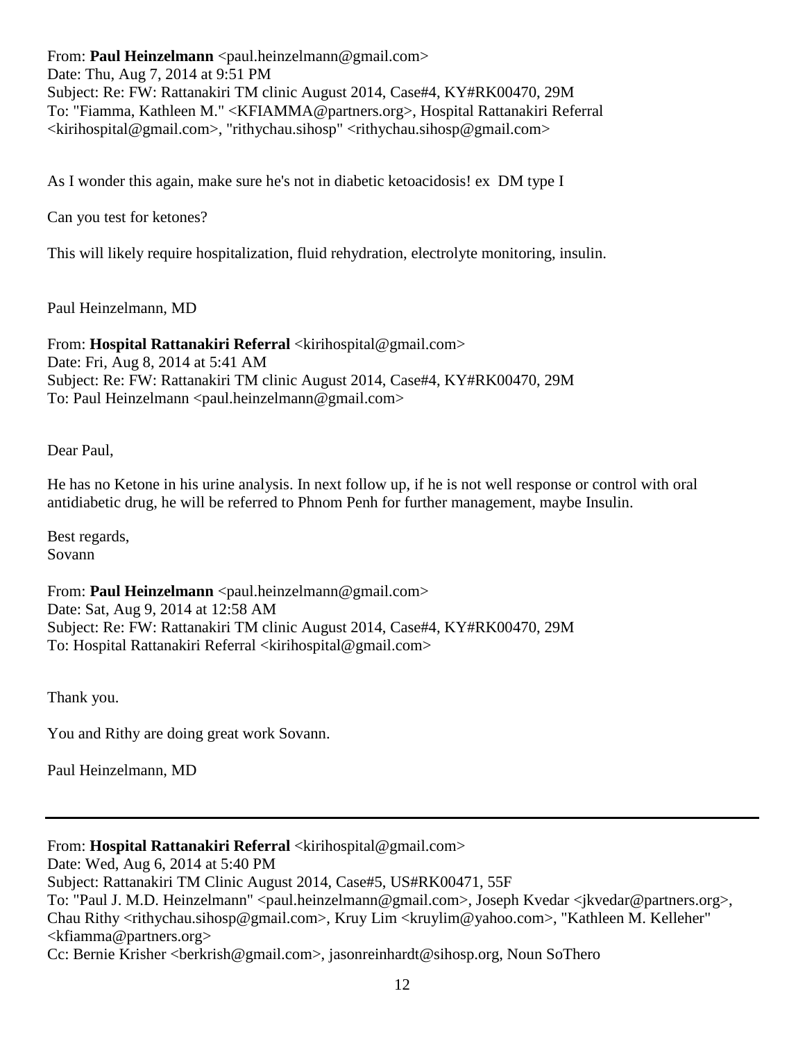From: **Paul Heinzelmann** <paul.heinzelmann@gmail.com>
Date: Thu, Aug 7, 2014 at 9:51 PM
Subject: Re: FW: Rattanakiri TM clinic August 2014, Case#4, KY#RK00470, 29M
To: "Fiamma, Kathleen M." <KFIAMMA@partners.org>, Hospital Rattanakiri Referral <kirihospital@gmail.com>, "rithychau.sihosp" <rithychau.sihosp@gmail.com>

As I wonder this again, make sure he's not in diabetic ketoacidosis! ex DM type I

Can you test for ketones?

This will likely require hospitalization, fluid rehydration, electrolyte monitoring, insulin.

Paul Heinzelmann, MD

From: **Hospital Rattanakiri Referral** <kirihospital@gmail.com>
Date: Fri, Aug 8, 2014 at 5:41 AM
Subject: Re: FW: Rattanakiri TM clinic August 2014, Case#4, KY#RK00470, 29M
To: Paul Heinzelmann <paul.heinzelmann@gmail.com>

Dear Paul,

He has no Ketone in his urine analysis. In next follow up, if he is not well response or control with oral antidiabetic drug, he will be referred to Phnom Penh for further management, maybe Insulin.

Best regards,
Sovann

From: **Paul Heinzelmann** <paul.heinzelmann@gmail.com>
Date: Sat, Aug 9, 2014 at 12:58 AM
Subject: Re: FW: Rattanakiri TM clinic August 2014, Case#4, KY#RK00470, 29M
To: Hospital Rattanakiri Referral <kirihospital@gmail.com>

Thank you.

You and Rithy are doing great work Sovann.

Paul Heinzelmann, MD

---

From: **Hospital Rattanakiri Referral** <kirihospital@gmail.com>
Date: Wed, Aug 6, 2014 at 5:40 PM
Subject: Rattanakiri TM Clinic August 2014, Case#5, US#RK00471, 55F
To: "Paul J. M.D. Heinzelmann" <paul.heinzelmann@gmail.com>, Joseph Kvedar <jkvedar@partners.org>, Chau Rithy <rithychau.sihosp@gmail.com>, Kruy Lim <kruylim@yahoo.com>, "Kathleen M. Kelleher" <kfiamma@partners.org>
Cc: Bernie Krisher <berkrish@gmail.com>, jasonreinhardt@sihosp.org, Noun SoThero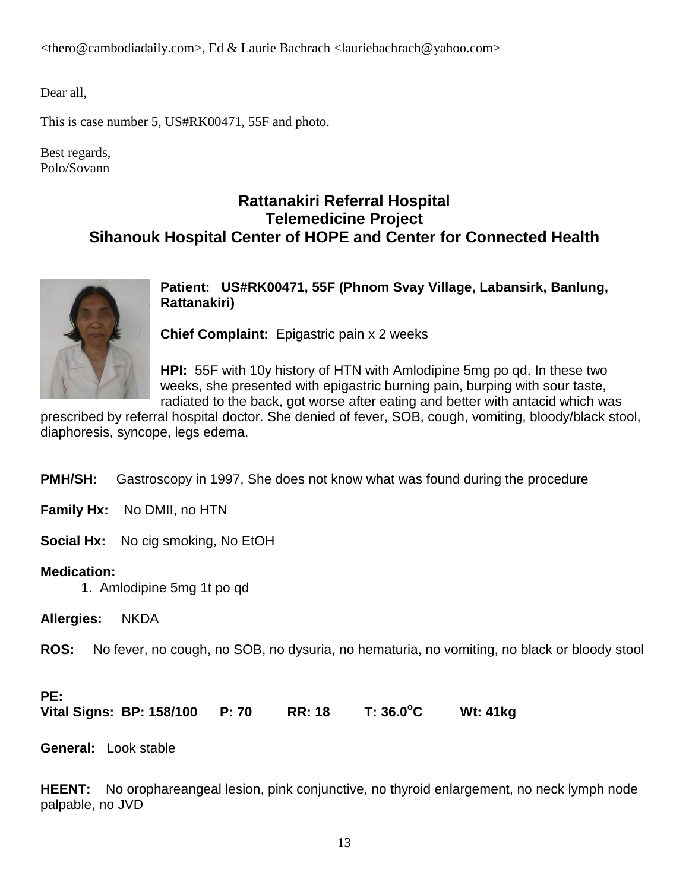<thero@cambodiadaily.com>, Ed & Laurie Bachrach <lauriebachrach@yahoo.com>

Dear all,

This is case number 5, US#RK00471, 55F and photo.

Best regards,
Polo/Sovann

## Rattanakiri Referral Hospital
## Telemedicine Project
## Sihanouk Hospital Center of HOPE and Center for Connected Health

**Patient: US#RK00471, 55F (Phnom Svay Village, Labansirk, Banlung, Rattanakiri)**

**Chief Complaint:** Epigastric pain x 2 weeks

**HPI:** 55F with 10y history of HTN with Amlodipine 5mg po qd. In these two weeks, she presented with epigastric burning pain, burping with sour taste, radiated to the back, got worse after eating and better with antacid which was prescribed by referral hospital doctor. She denied of fever, SOB, cough, vomiting, bloody/black stool, diaphoresis, syncope, legs edema.

**PMH/SH:** Gastroscopy in 1997, She does not know what was found during the procedure

**Family Hx:** No DMII, no HTN

**Social Hx:** No cig smoking, No EtOH

**Medication:**

1. Amlodipine 5mg 1t po qd

**Allergies:** NKDA

**ROS:** No fever, no cough, no SOB, no dysuria, no hematuria, no vomiting, no black or bloody stool

**PE:**

**Vital Signs: BP: 158/100 P: 70 RR: 18 T: 36.0$^{o}$C Wt: 41kg**

**General:** Look stable

**HEENT:** No orophareangeal lesion, pink conjunctive, no thyroid enlargement, no neck lymph node palpable, no JVD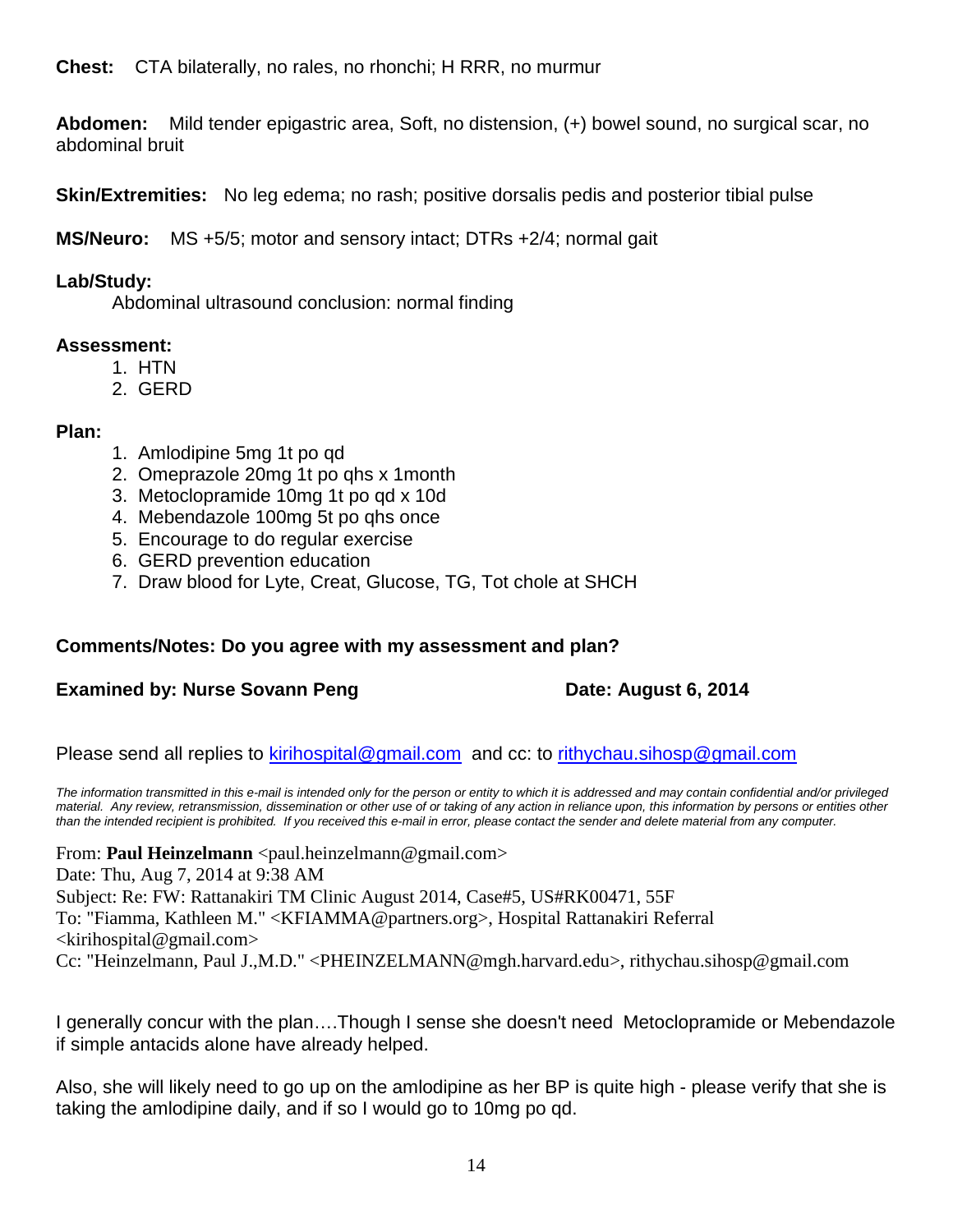**Chest:** CTA bilaterally, no rales, no rhonchi; H RRR, no murmur

**Abdomen:** Mild tender epigastric area, Soft, no distension, (+) bowel sound, no surgical scar, no abdominal bruit

**Skin/Extremities:** No leg edema; no rash; positive dorsalis pedis and posterior tibial pulse

**MS/Neuro:** MS +5/5; motor and sensory intact; DTRs +2/4; normal gait

**Lab/Study:**

Abdominal ultrasound conclusion: normal finding

**Assessment:**

1. HTN
2. GERD

**Plan:**

1. Amlodipine 5mg 1t po qd
2. Omeprazole 20mg 1t po qhs x 1month
3. Metoclopramide 10mg 1t po qd x 10d
4. Mebendazole 100mg 5t po qhs once
5. Encourage to do regular exercise
6. GERD prevention education
7. Draw blood for Lyte, Creat, Glucose, TG, Tot chole at SHCH

**Comments/Notes: Do you agree with my assessment and plan?**

**Examined by: Nurse Sovann Peng** **Date: August 6, 2014**

Please send all replies to kirihospital@gmail.com and cc: to rithychau.sihosp@gmail.com

*The information transmitted in this e-mail is intended only for the person or entity to which it is addressed and may contain confidential and/or privileged material. Any review, retransmission, dissemination or other use of or taking of any action in reliance upon, this information by persons or entities other than the intended recipient is prohibited. If you received this e-mail in error, please contact the sender and delete material from any computer.*

From: **Paul Heinzelmann** <paul.heinzelmann@gmail.com>
Date: Thu, Aug 7, 2014 at 9:38 AM
Subject: Re: FW: Rattanakiri TM Clinic August 2014, Case#5, US#RK00471, 55F
To: "Fiamma, Kathleen M." <KFIAMMA@partners.org>, Hospital Rattanakiri Referral <kirihospital@gmail.com>
Cc: "Heinzelmann, Paul J.,M.D." <PHEINZELMANN@mgh.harvard.edu>, rithychau.sihosp@gmail.com

I generally concur with the plan….Though I sense she doesn't need Metoclopramide or Mebendazole if simple antacids alone have already helped.

Also, she will likely need to go up on the amlodipine as her BP is quite high - please verify that she is taking the amlodipine daily, and if so I would go to 10mg po qd.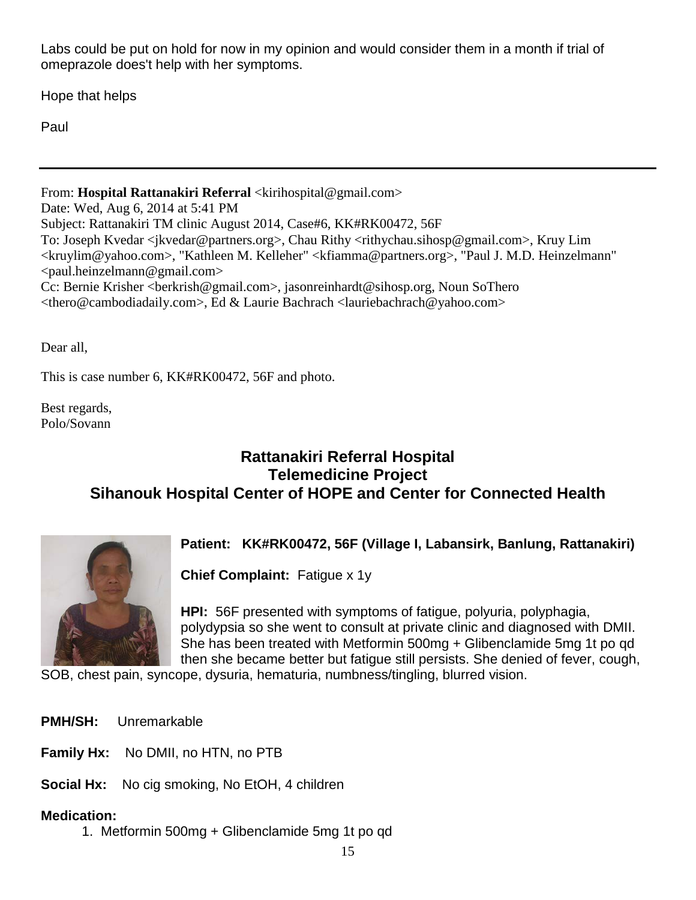Labs could be put on hold for now in my opinion and would consider them in a month if trial of omeprazole does't help with her symptoms.

Hope that helps

Paul

---

From: **Hospital Rattanakiri Referral** <kirihospital@gmail.com>
Date: Wed, Aug 6, 2014 at 5:41 PM
Subject: Rattanakiri TM clinic August 2014, Case#6, KK#RK00472, 56F
To: Joseph Kvedar <jkvedar@partners.org>, Chau Rithy <rithychau.sihosp@gmail.com>, Kruy Lim <kruylim@yahoo.com>, "Kathleen M. Kelleher" <kfiamma@partners.org>, "Paul J. M.D. Heinzelmann" <paul.heinzelmann@gmail.com>
Cc: Bernie Krisher <berkrish@gmail.com>, jasonreinhardt@sihosp.org, Noun SoThero <thero@cambodiadaily.com>, Ed & Laurie Bachrach <lauriebachrach@yahoo.com>

Dear all,

This is case number 6, KK#RK00472, 56F and photo.

Best regards,
Polo/Sovann

## Rattanakiri Referral Hospital
## Telemedicine Project
## Sihanouk Hospital Center of HOPE and Center for Connected Health

**Patient: KK#RK00472, 56F (Village I, Labansirk, Banlung, Rattanakiri)**

**Chief Complaint:** Fatigue x 1y

**HPI:** 56F presented with symptoms of fatigue, polyuria, polyphagia, polydypsia so she went to consult at private clinic and diagnosed with DMII. She has been treated with Metformin 500mg + Glibenclamide 5mg 1t po qd then she became better but fatigue still persists. She denied of fever, cough, SOB, chest pain, syncope, dysuria, hematuria, numbness/tingling, blurred vision.

**PMH/SH:** Unremarkable

**Family Hx:** No DMII, no HTN, no PTB

**Social Hx:** No cig smoking, No EtOH, 4 children

**Medication:**

1. Metformin 500mg + Glibenclamide 5mg 1t po qd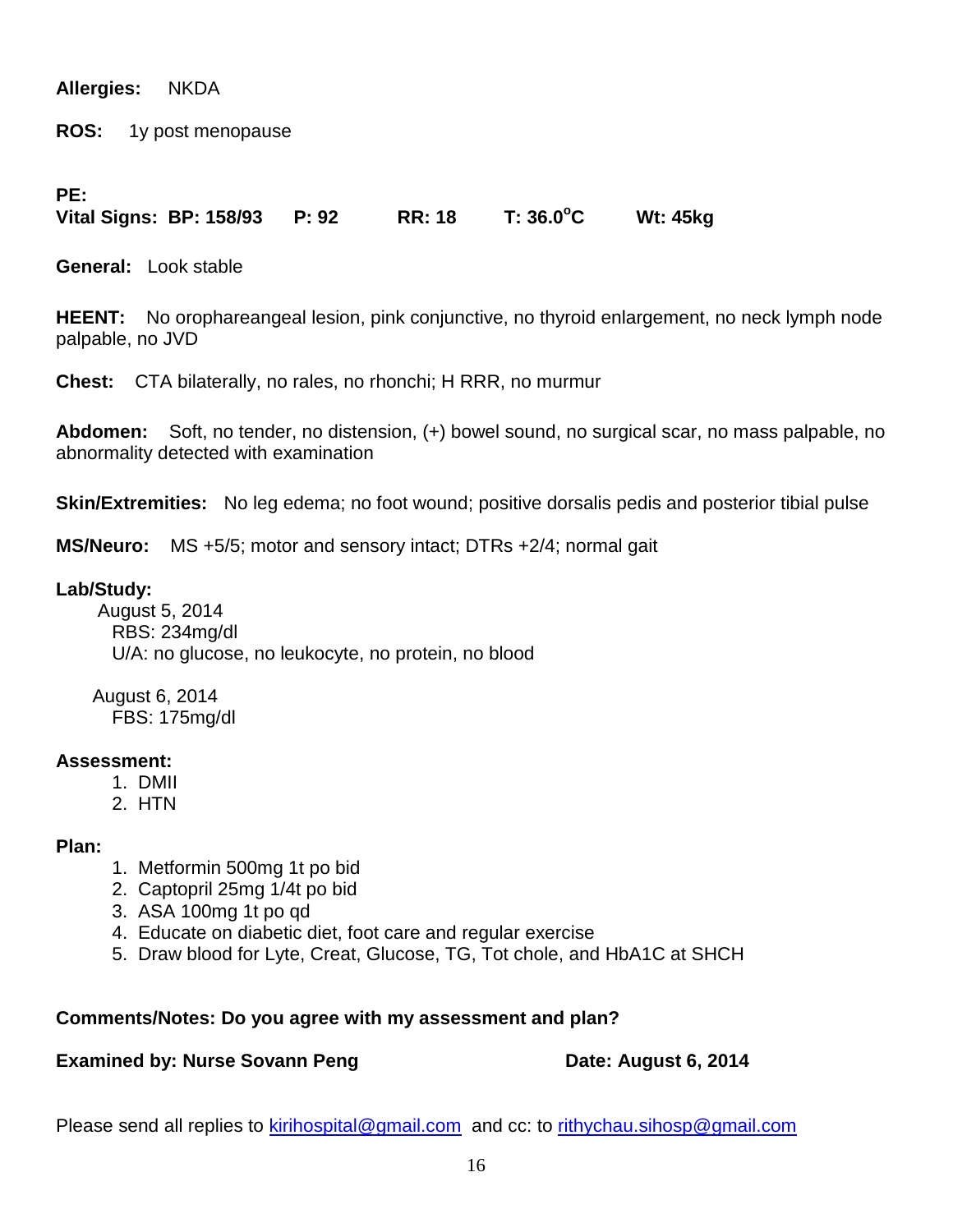**Allergies:** NKDA

**ROS:** 1y post menopause

**PE:**
**Vital Signs: BP: 158/93 P: 92 RR: 18 T: 36.0°C Wt: 45kg**

**General:** Look stable

**HEENT:** No orophareangeal lesion, pink conjunctive, no thyroid enlargement, no neck lymph node palpable, no JVD

**Chest:** CTA bilaterally, no rales, no rhonchi; H RRR, no murmur

**Abdomen:** Soft, no tender, no distension, (+) bowel sound, no surgical scar, no mass palpable, no abnormality detected with examination

**Skin/Extremities:** No leg edema; no foot wound; positive dorsalis pedis and posterior tibial pulse

**MS/Neuro:** MS +5/5; motor and sensory intact; DTRs +2/4; normal gait

**Lab/Study:**

August 5, 2014
RBS: 234mg/dl
U/A: no glucose, no leukocyte, no protein, no blood

August 6, 2014
FBS: 175mg/dl

**Assessment:**

1. DMII
2. HTN

**Plan:**

1. Metformin 500mg 1t po bid
2. Captopril 25mg 1/4t po bid
3. ASA 100mg 1t po qd
4. Educate on diabetic diet, foot care and regular exercise
5. Draw blood for Lyte, Creat, Glucose, TG, Tot chole, and HbA1C at SHCH

**Comments/Notes: Do you agree with my assessment and plan?**

**Examined by: Nurse Sovann Peng** **Date: August 6, 2014**

Please send all replies to kirihospital@gmail.com and cc: to rithychau.sihosp@gmail.com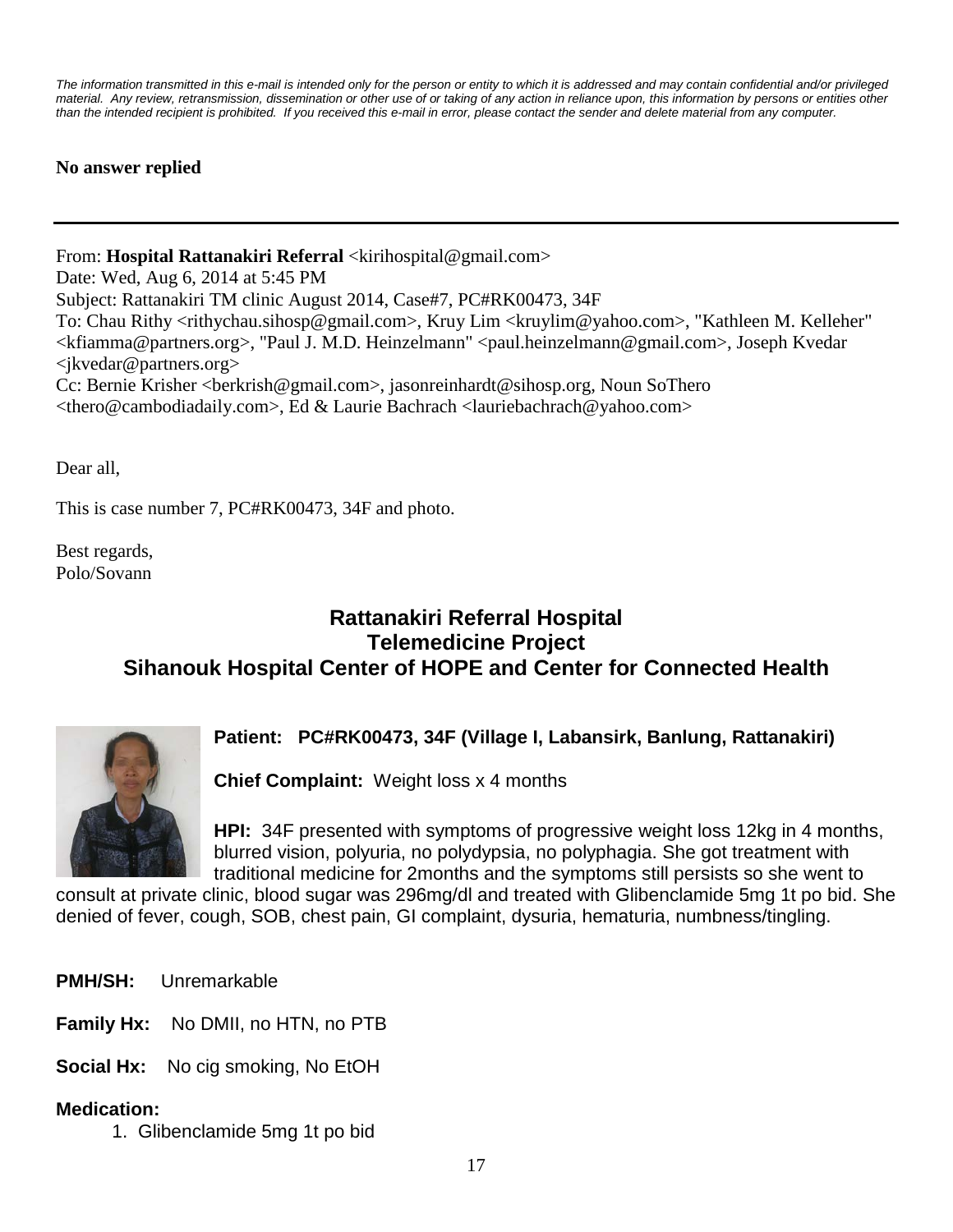*The information transmitted in this e-mail is intended only for the person or entity to which it is addressed and may contain confidential and/or privileged material. Any review, retransmission, dissemination or other use of or taking of any action in reliance upon, this information by persons or entities other than the intended recipient is prohibited. If you received this e-mail in error, please contact the sender and delete material from any computer.*

**No answer replied**

---

From: **Hospital Rattanakiri Referral** <kirihospital@gmail.com>
Date: Wed, Aug 6, 2014 at 5:45 PM
Subject: Rattanakiri TM clinic August 2014, Case#7, PC#RK00473, 34F
To: Chau Rithy <rithychau.sihosp@gmail.com>, Kruy Lim <kruylim@yahoo.com>, "Kathleen M. Kelleher" <kfiamma@partners.org>, "Paul J. M.D. Heinzelmann" <paul.heinzelmann@gmail.com>, Joseph Kvedar <jkvedar@partners.org>
Cc: Bernie Krisher <berkrish@gmail.com>, jasonreinhardt@sihosp.org, Noun SoThero <thero@cambodiadaily.com>, Ed & Laurie Bachrach <lauriebachrach@yahoo.com>

Dear all,

This is case number 7, PC#RK00473, 34F and photo.

Best regards,
Polo/Sovann

## Rattanakiri Referral Hospital
## Telemedicine Project
## Sihanouk Hospital Center of HOPE and Center for Connected Health

**Patient: PC#RK00473, 34F (Village I, Labansirk, Banlung, Rattanakiri)**

**Chief Complaint:** Weight loss x 4 months

**HPI:** 34F presented with symptoms of progressive weight loss 12kg in 4 months, blurred vision, polyuria, no polydypsia, no polyphagia. She got treatment with traditional medicine for 2months and the symptoms still persists so she went to consult at private clinic, blood sugar was 296mg/dl and treated with Glibenclamide 5mg 1t po bid. She denied of fever, cough, SOB, chest pain, GI complaint, dysuria, hematuria, numbness/tingling.

**PMH/SH:** Unremarkable

**Family Hx:** No DMII, no HTN, no PTB

**Social Hx:** No cig smoking, No EtOH

**Medication:**

1. Glibenclamide 5mg 1t po bid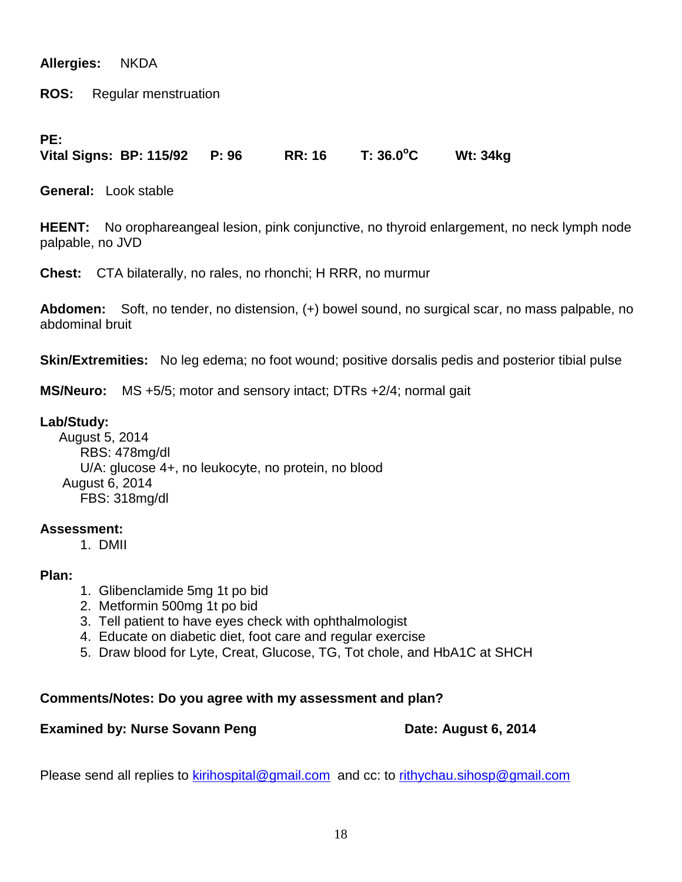**Allergies:** NKDA

**ROS:** Regular menstruation

**PE:**

**Vital Signs: BP: 115/92 P: 96 RR: 16 T: 36.0°C Wt: 34kg**

**General:** Look stable

**HEENT:** No orophareangeal lesion, pink conjunctive, no thyroid enlargement, no neck lymph node palpable, no JVD

**Chest:** CTA bilaterally, no rales, no rhonchi; H RRR, no murmur

**Abdomen:** Soft, no tender, no distension, (+) bowel sound, no surgical scar, no mass palpable, no abdominal bruit

**Skin/Extremities:** No leg edema; no foot wound; positive dorsalis pedis and posterior tibial pulse

**MS/Neuro:** MS +5/5; motor and sensory intact; DTRs +2/4; normal gait

**Lab/Study:**

August 5, 2014
- RBS: 478mg/dl
- U/A: glucose 4+, no leukocyte, no protein, no blood

August 6, 2014
- FBS: 318mg/dl

**Assessment:**

1. DMII

**Plan:**

1. Glibenclamide 5mg 1t po bid
2. Metformin 500mg 1t po bid
3. Tell patient to have eyes check with ophthalmologist
4. Educate on diabetic diet, foot care and regular exercise
5. Draw blood for Lyte, Creat, Glucose, TG, Tot chole, and HbA1C at SHCH

**Comments/Notes: Do you agree with my assessment and plan?**

**Examined by: Nurse Sovann Peng** **Date: August 6, 2014**

Please send all replies to kirihospital@gmail.com and cc: to rithychau.sihosp@gmail.com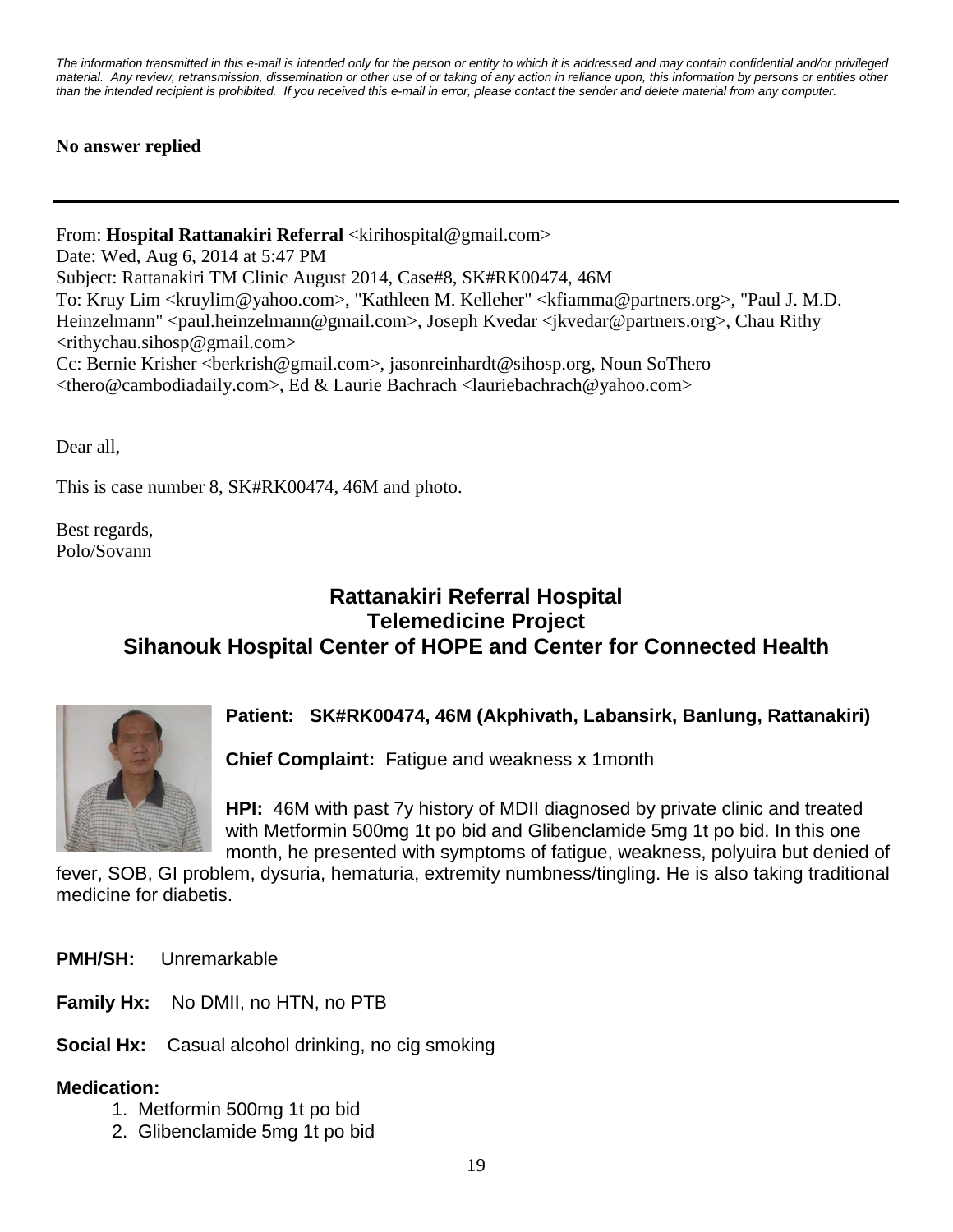*The information transmitted in this e-mail is intended only for the person or entity to which it is addressed and may contain confidential and/or privileged material. Any review, retransmission, dissemination or other use of or taking of any action in reliance upon, this information by persons or entities other than the intended recipient is prohibited. If you received this e-mail in error, please contact the sender and delete material from any computer.*

**No answer replied**

---

From: **Hospital Rattanakiri Referral** <kirihospital@gmail.com>
Date: Wed, Aug 6, 2014 at 5:47 PM
Subject: Rattanakiri TM Clinic August 2014, Case#8, SK#RK00474, 46M
To: Kruy Lim <kruylim@yahoo.com>, "Kathleen M. Kelleher" <kfiamma@partners.org>, "Paul J. M.D. Heinzelmann" <paul.heinzelmann@gmail.com>, Joseph Kvedar <jkvedar@partners.org>, Chau Rithy <rithychau.sihosp@gmail.com>
Cc: Bernie Krisher <berkrish@gmail.com>, jasonreinhardt@sihosp.org, Noun SoThero <thero@cambodiadaily.com>, Ed & Laurie Bachrach <lauriebachrach@yahoo.com>

Dear all,

This is case number 8, SK#RK00474, 46M and photo.

Best regards,
Polo/Sovann

## Rattanakiri Referral Hospital
## Telemedicine Project
## Sihanouk Hospital Center of HOPE and Center for Connected Health

**Patient: SK#RK00474, 46M (Akphivath, Labansirk, Banlung, Rattanakiri)**

**Chief Complaint:** Fatigue and weakness x 1month

**HPI:** 46M with past 7y history of MDII diagnosed by private clinic and treated with Metformin 500mg 1t po bid and Glibenclamide 5mg 1t po bid. In this one month, he presented with symptoms of fatigue, weakness, polyuira but denied of fever, SOB, GI problem, dysuria, hematuria, extremity numbness/tingling. He is also taking traditional medicine for diabetis.

**PMH/SH:** Unremarkable

**Family Hx:** No DMII, no HTN, no PTB

**Social Hx:** Casual alcohol drinking, no cig smoking

**Medication:**

1. Metformin 500mg 1t po bid
2. Glibenclamide 5mg 1t po bid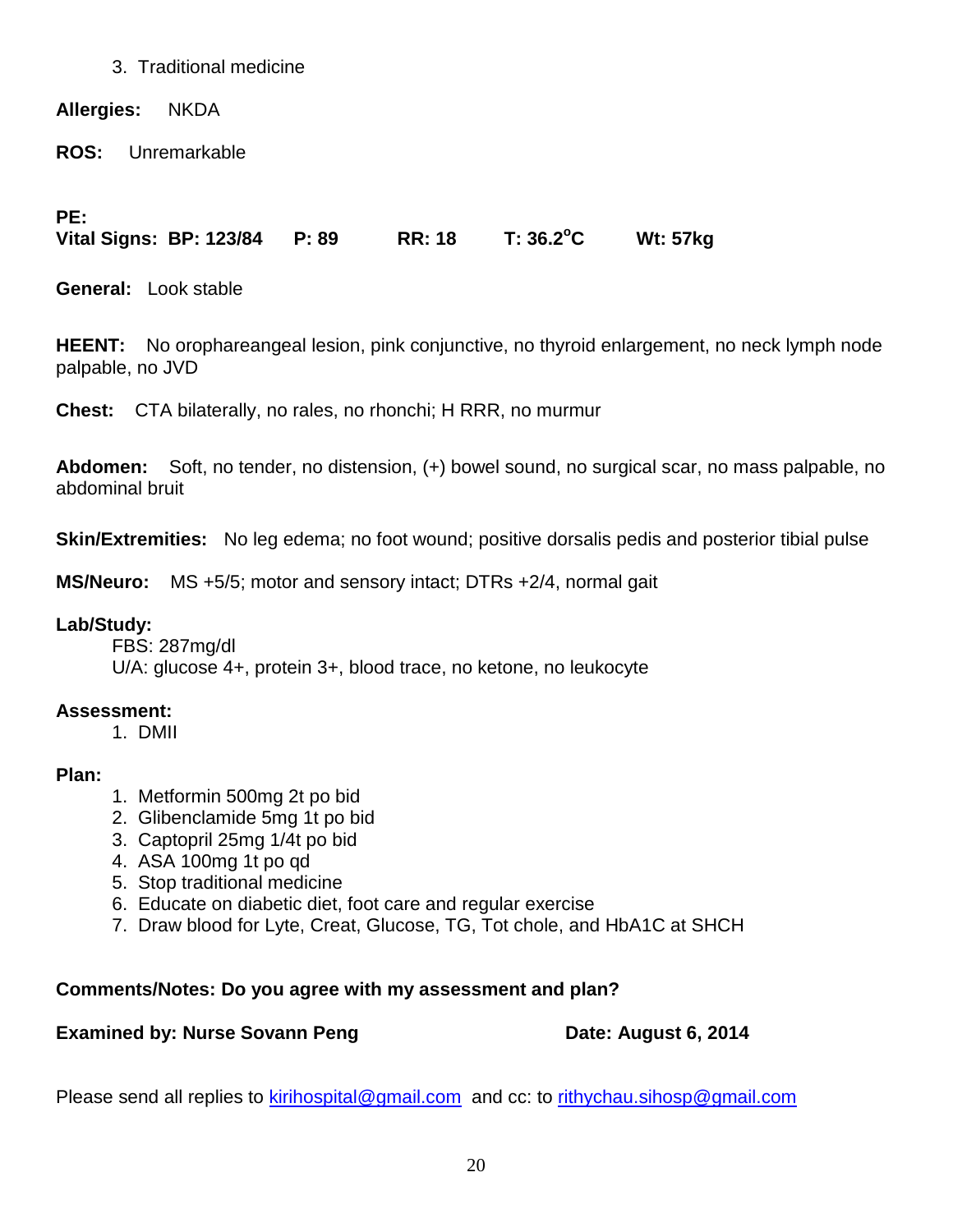3. Traditional medicine

**Allergies:** NKDA

**ROS:** Unremarkable

**PE:**
**Vital Signs: BP: 123/84 P: 89 RR: 18 T: 36.2$^{o}$C Wt: 57kg**

**General:** Look stable

**HEENT:** No orophareangeal lesion, pink conjunctive, no thyroid enlargement, no neck lymph node palpable, no JVD

**Chest:** CTA bilaterally, no rales, no rhonchi; H RRR, no murmur

**Abdomen:** Soft, no tender, no distension, (+) bowel sound, no surgical scar, no mass palpable, no abdominal bruit

**Skin/Extremities:** No leg edema; no foot wound; positive dorsalis pedis and posterior tibial pulse

**MS/Neuro:** MS +5/5; motor and sensory intact; DTRs +2/4, normal gait

**Lab/Study:**

FBS: 287mg/dl
U/A: glucose 4+, protein 3+, blood trace, no ketone, no leukocyte

**Assessment:**

1. DMII

**Plan:**

1. Metformin 500mg 2t po bid
2. Glibenclamide 5mg 1t po bid
3. Captopril 25mg 1/4t po bid
4. ASA 100mg 1t po qd
5. Stop traditional medicine
6. Educate on diabetic diet, foot care and regular exercise
7. Draw blood for Lyte, Creat, Glucose, TG, Tot chole, and HbA1C at SHCH

**Comments/Notes: Do you agree with my assessment and plan?**

**Examined by: Nurse Sovann Peng** **Date: August 6, 2014**

Please send all replies to kirihospital@gmail.com and cc: to rithychau.sihosp@gmail.com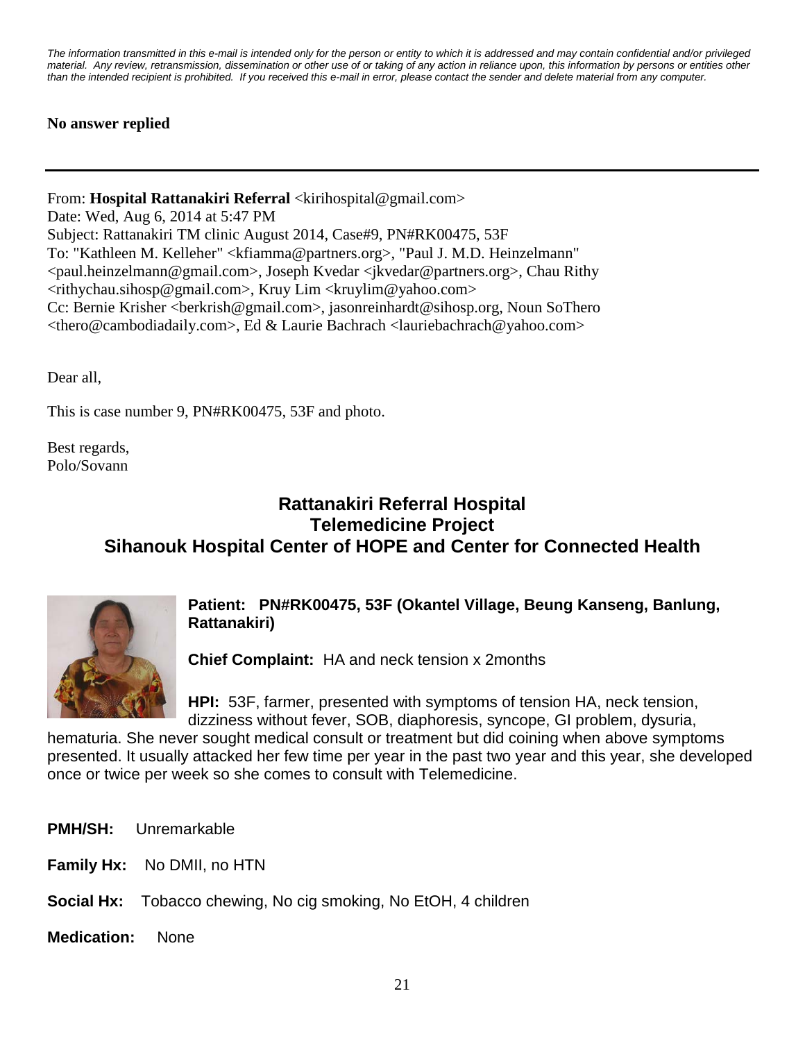*The information transmitted in this e-mail is intended only for the person or entity to which it is addressed and may contain confidential and/or privileged material. Any review, retransmission, dissemination or other use of or taking of any action in reliance upon, this information by persons or entities other than the intended recipient is prohibited. If you received this e-mail in error, please contact the sender and delete material from any computer.*

**No answer replied**

---

From: **Hospital Rattanakiri Referral** <kirihospital@gmail.com>
Date: Wed, Aug 6, 2014 at 5:47 PM
Subject: Rattanakiri TM clinic August 2014, Case#9, PN#RK00475, 53F
To: "Kathleen M. Kelleher" <kfiamma@partners.org>, "Paul J. M.D. Heinzelmann" <paul.heinzelmann@gmail.com>, Joseph Kvedar <jkvedar@partners.org>, Chau Rithy <rithychau.sihosp@gmail.com>, Kruy Lim <kruylim@yahoo.com>
Cc: Bernie Krisher <berkrish@gmail.com>, jasonreinhardt@sihosp.org, Noun SoThero <thero@cambodiadaily.com>, Ed & Laurie Bachrach <lauriebachrach@yahoo.com>

Dear all,

This is case number 9, PN#RK00475, 53F and photo.

Best regards,
Polo/Sovann

## Rattanakiri Referral Hospital
## Telemedicine Project
## Sihanouk Hospital Center of HOPE and Center for Connected Health

**Patient: PN#RK00475, 53F (Okantel Village, Beung Kanseng, Banlung, Rattanakiri)**

**Chief Complaint:** HA and neck tension x 2months

**HPI:** 53F, farmer, presented with symptoms of tension HA, neck tension, dizziness without fever, SOB, diaphoresis, syncope, GI problem, dysuria, hematuria. She never sought medical consult or treatment but did coining when above symptoms presented. It usually attacked her few time per year in the past two year and this year, she developed once or twice per week so she comes to consult with Telemedicine.

**PMH/SH:** Unremarkable

**Family Hx:** No DMII, no HTN

**Social Hx:** Tobacco chewing, No cig smoking, No EtOH, 4 children

**Medication:** None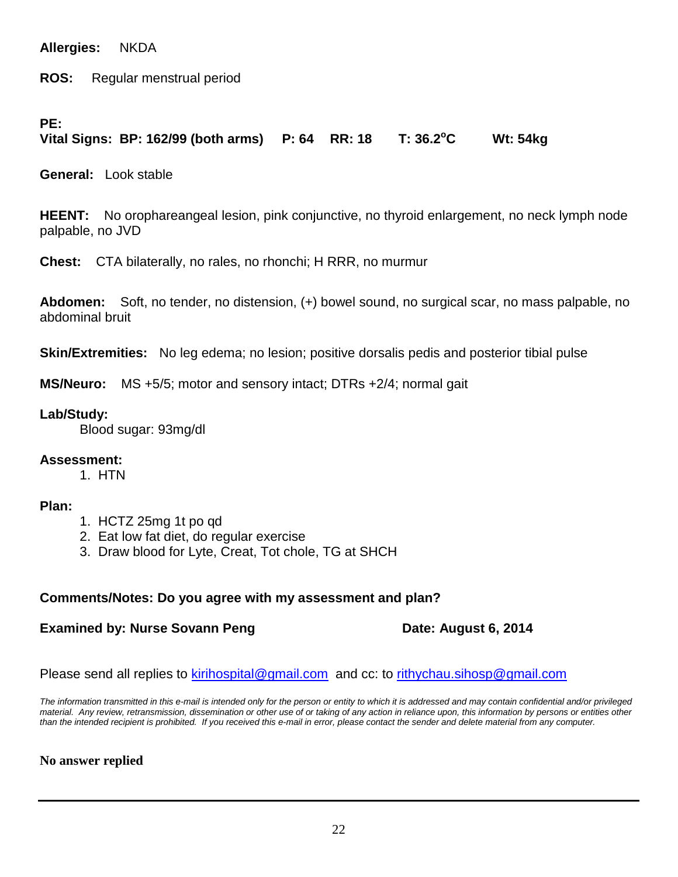**Allergies:** NKDA

**ROS:** Regular menstrual period

**PE:**
**Vital Signs: BP: 162/99 (both arms) P: 64 RR: 18 T: 36.2°C Wt: 54kg**

**General:** Look stable

**HEENT:** No orophareangeal lesion, pink conjunctive, no thyroid enlargement, no neck lymph node palpable, no JVD

**Chest:** CTA bilaterally, no rales, no rhonchi; H RRR, no murmur

**Abdomen:** Soft, no tender, no distension, (+) bowel sound, no surgical scar, no mass palpable, no abdominal bruit

**Skin/Extremities:** No leg edema; no lesion; positive dorsalis pedis and posterior tibial pulse

**MS/Neuro:** MS +5/5; motor and sensory intact; DTRs +2/4; normal gait

**Lab/Study:**
Blood sugar: 93mg/dl

**Assessment:**
1. HTN

**Plan:**
1. HCTZ 25mg 1t po qd
2. Eat low fat diet, do regular exercise
3. Draw blood for Lyte, Creat, Tot chole, TG at SHCH

**Comments/Notes: Do you agree with my assessment and plan?**

**Examined by: Nurse Sovann Peng** **Date: August 6, 2014**

Please send all replies to kirihospital@gmail.com and cc: to rithychau.sihosp@gmail.com

*The information transmitted in this e-mail is intended only for the person or entity to which it is addressed and may contain confidential and/or privileged material. Any review, retransmission, dissemination or other use of or taking of any action in reliance upon, this information by persons or entities other than the intended recipient is prohibited. If you received this e-mail in error, please contact the sender and delete material from any computer.*

**No answer replied**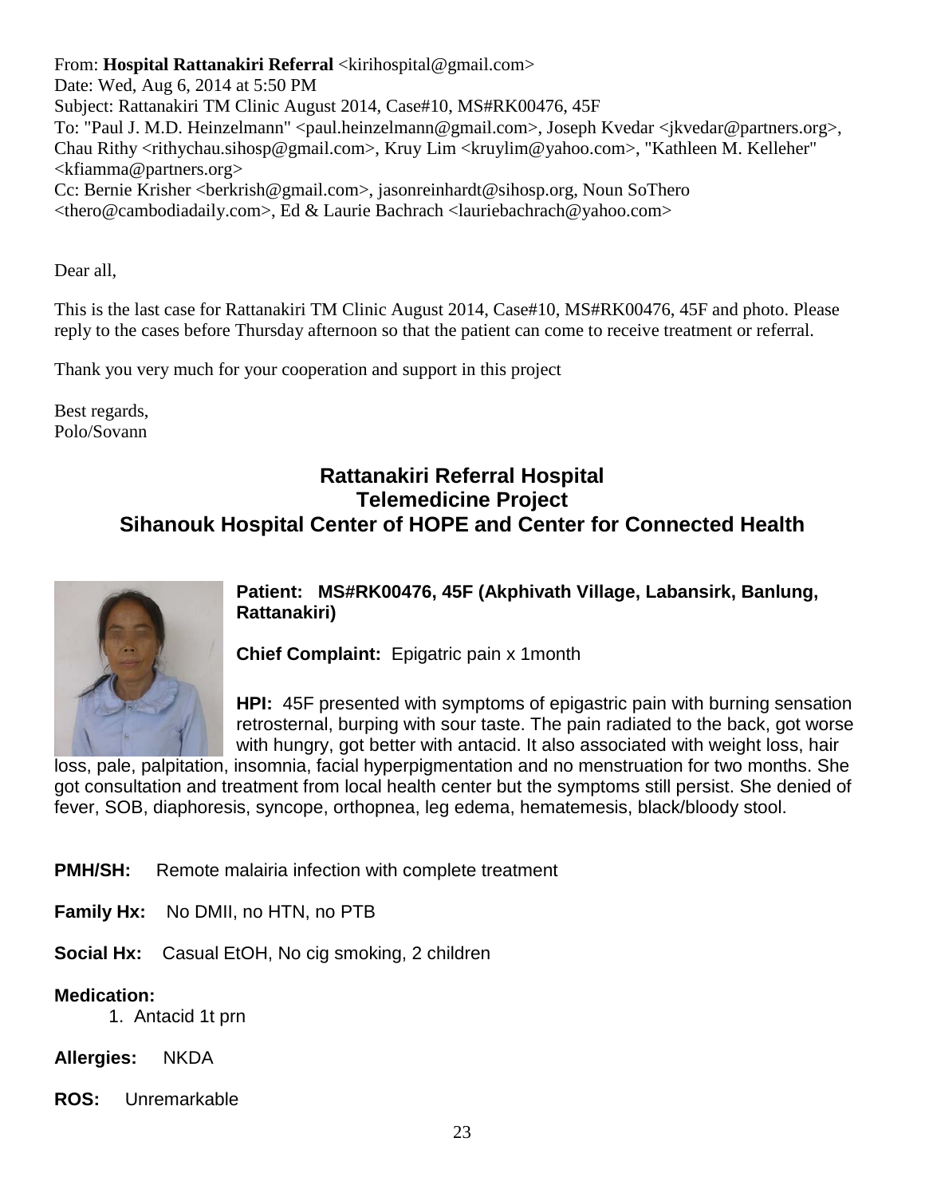From: **Hospital Rattanakiri Referral** <kirihospital@gmail.com>
Date: Wed, Aug 6, 2014 at 5:50 PM
Subject: Rattanakiri TM Clinic August 2014, Case#10, MS#RK00476, 45F
To: "Paul J. M.D. Heinzelmann" <paul.heinzelmann@gmail.com>, Joseph Kvedar <jkvedar@partners.org>, Chau Rithy <rithychau.sihosp@gmail.com>, Kruy Lim <kruylim@yahoo.com>, "Kathleen M. Kelleher" <kfiamma@partners.org>
Cc: Bernie Krisher <berkrish@gmail.com>, jasonreinhardt@sihosp.org, Noun SoThero <thero@cambodiadaily.com>, Ed & Laurie Bachrach <lauriebachrach@yahoo.com>

Dear all,

This is the last case for Rattanakiri TM Clinic August 2014, Case#10, MS#RK00476, 45F and photo. Please reply to the cases before Thursday afternoon so that the patient can come to receive treatment or referral.

Thank you very much for your cooperation and support in this project

Best regards,
Polo/Sovann

## Rattanakiri Referral Hospital
## Telemedicine Project
## Sihanouk Hospital Center of HOPE and Center for Connected Health

**Patient: MS#RK00476, 45F (Akphivath Village, Labansirk, Banlung, Rattanakiri)**

**Chief Complaint:** Epigatric pain x 1month

**HPI:** 45F presented with symptoms of epigastric pain with burning sensation retrosternal, burping with sour taste. The pain radiated to the back, got worse with hungry, got better with antacid. It also associated with weight loss, hair loss, pale, palpitation, insomnia, facial hyperpigmentation and no menstruation for two months. She got consultation and treatment from local health center but the symptoms still persist. She denied of fever, SOB, diaphoresis, syncope, orthopnea, leg edema, hematemesis, black/bloody stool.

**PMH/SH:** Remote malairia infection with complete treatment

**Family Hx:** No DMII, no HTN, no PTB

**Social Hx:** Casual EtOH, No cig smoking, 2 children

**Medication:**

1. Antacid 1t prn

**Allergies:** NKDA

**ROS:** Unremarkable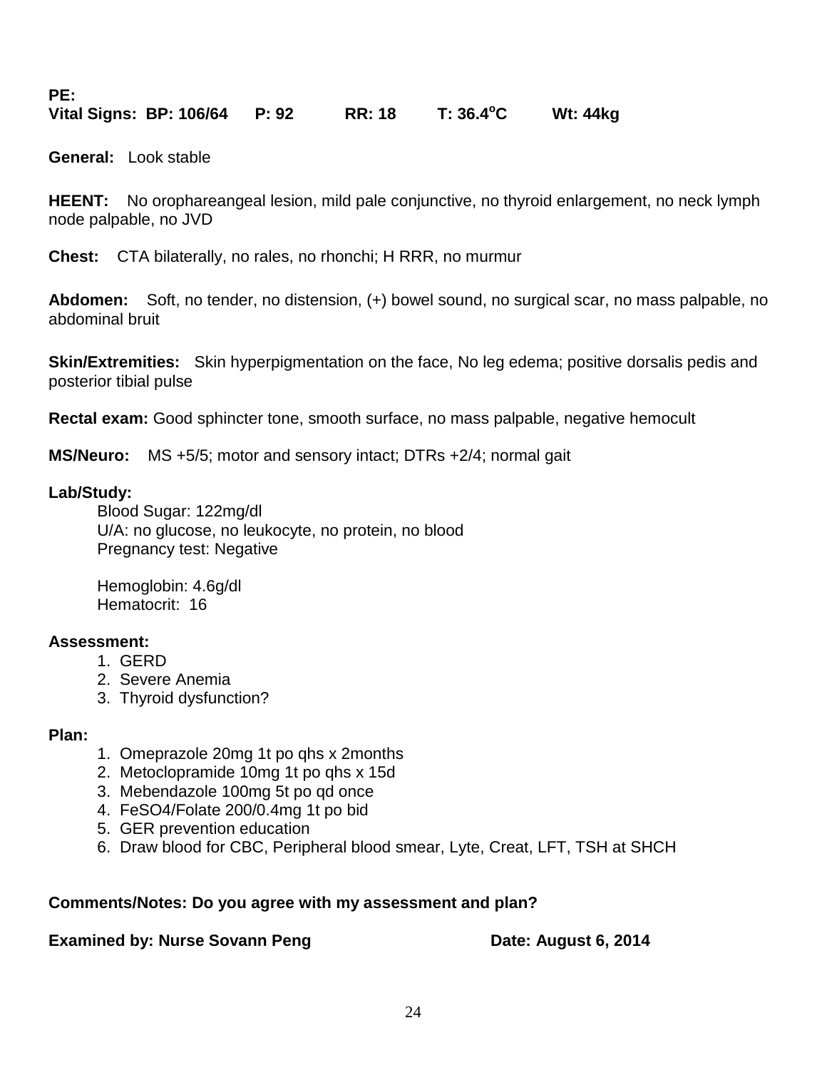**PE:**
**Vital Signs: BP: 106/64 P: 92 RR: 18 T: 36.4$^oC$ Wt: 44kg**

**General:** Look stable

**HEENT:** No orophareangeal lesion, mild pale conjunctive, no thyroid enlargement, no neck lymph node palpable, no JVD

**Chest:** CTA bilaterally, no rales, no rhonchi; H RRR, no murmur

**Abdomen:** Soft, no tender, no distension, (+) bowel sound, no surgical scar, no mass palpable, no abdominal bruit

**Skin/Extremities:** Skin hyperpigmentation on the face, No leg edema; positive dorsalis pedis and posterior tibial pulse

**Rectal exam:** Good sphincter tone, smooth surface, no mass palpable, negative hemocult

**MS/Neuro:** MS +5/5; motor and sensory intact; DTRs +2/4; normal gait

**Lab/Study:**

Blood Sugar: 122mg/dl
U/A: no glucose, no leukocyte, no protein, no blood
Pregnancy test: Negative

Hemoglobin: 4.6g/dl
Hematocrit: 16

**Assessment:**

1. GERD
2. Severe Anemia
3. Thyroid dysfunction?

**Plan:**

1. Omeprazole 20mg 1t po qhs x 2months
2. Metoclopramide 10mg 1t po qhs x 15d
3. Mebendazole 100mg 5t po qd once
4. FeSO4/Folate 200/0.4mg 1t po bid
5. GER prevention education
6. Draw blood for CBC, Peripheral blood smear, Lyte, Creat, LFT, TSH at SHCH

**Comments/Notes: Do you agree with my assessment and plan?**

**Examined by: Nurse Sovann Peng** **Date: August 6, 2014**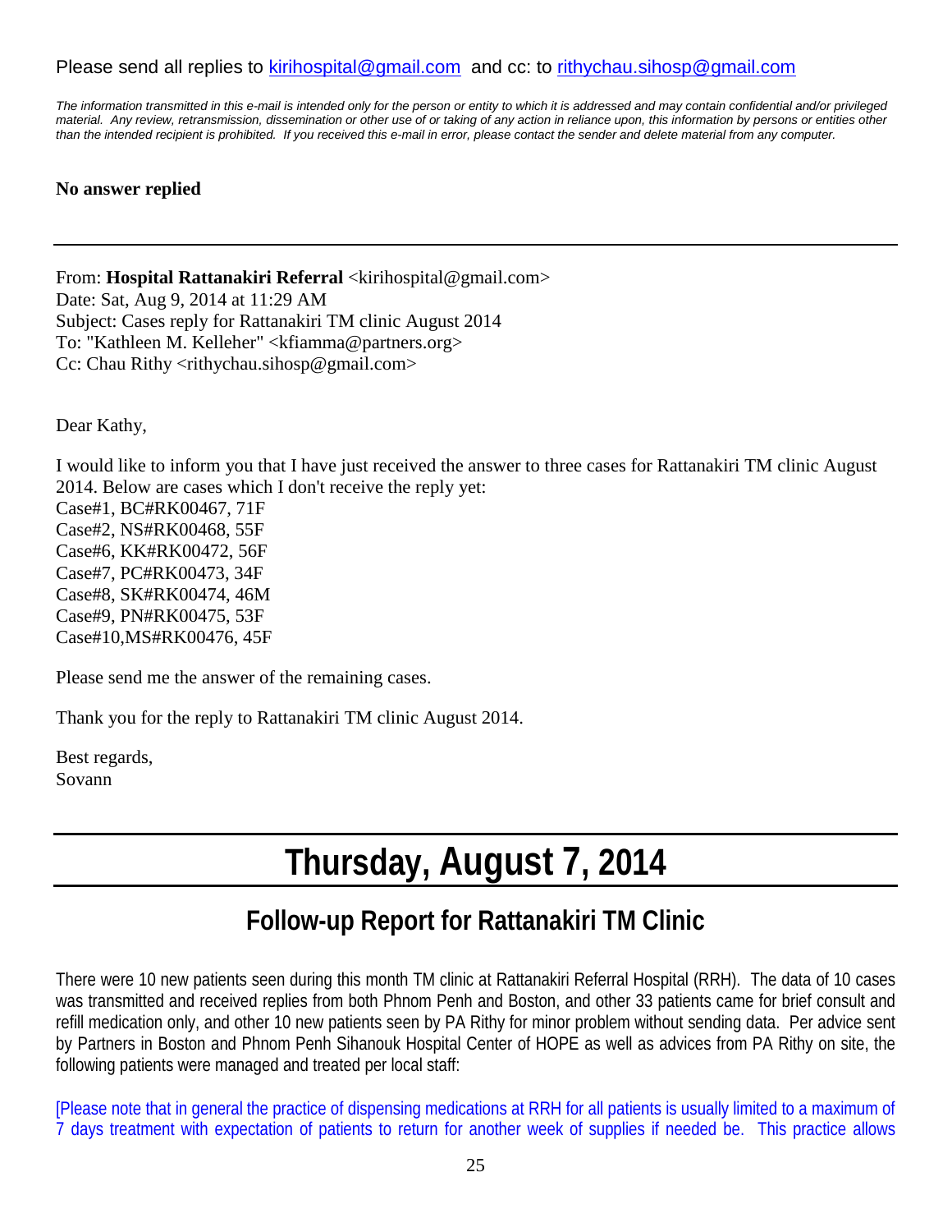Please send all replies to kirihospital@gmail.com and cc: to rithychau.sihosp@gmail.com

*The information transmitted in this e-mail is intended only for the person or entity to which it is addressed and may contain confidential and/or privileged material. Any review, retransmission, dissemination or other use of or taking of any action in reliance upon, this information by persons or entities other than the intended recipient is prohibited. If you received this e-mail in error, please contact the sender and delete material from any computer.*

**No answer replied**

---

From: **Hospital Rattanakiri Referral** <kirihospital@gmail.com>
Date: Sat, Aug 9, 2014 at 11:29 AM
Subject: Cases reply for Rattanakiri TM clinic August 2014
To: "Kathleen M. Kelleher" <kfiamma@partners.org>
Cc: Chau Rithy <rithychau.sihosp@gmail.com>

Dear Kathy,

I would like to inform you that I have just received the answer to three cases for Rattanakiri TM clinic August 2014. Below are cases which I don't receive the reply yet:
Case#1, BC#RK00467, 71F
Case#2, NS#RK00468, 55F
Case#6, KK#RK00472, 56F
Case#7, PC#RK00473, 34F
Case#8, SK#RK00474, 46M
Case#9, PN#RK00475, 53F
Case#10,MS#RK00476, 45F

Please send me the answer of the remaining cases.

Thank you for the reply to Rattanakiri TM clinic August 2014.

Best regards,
Sovann

---

# Thursday, August 7, 2014

## Follow-up Report for Rattanakiri TM Clinic

There were 10 new patients seen during this month TM clinic at Rattanakiri Referral Hospital (RRH). The data of 10 cases was transmitted and received replies from both Phnom Penh and Boston, and other 33 patients came for brief consult and refill medication only, and other 10 new patients seen by PA Rithy for minor problem without sending data. Per advice sent by Partners in Boston and Phnom Penh Sihanouk Hospital Center of HOPE as well as advices from PA Rithy on site, the following patients were managed and treated per local staff:

[Please note that in general the practice of dispensing medications at RRH for all patients is usually limited to a maximum of 7 days treatment with expectation of patients to return for another week of supplies if needed be. This practice allows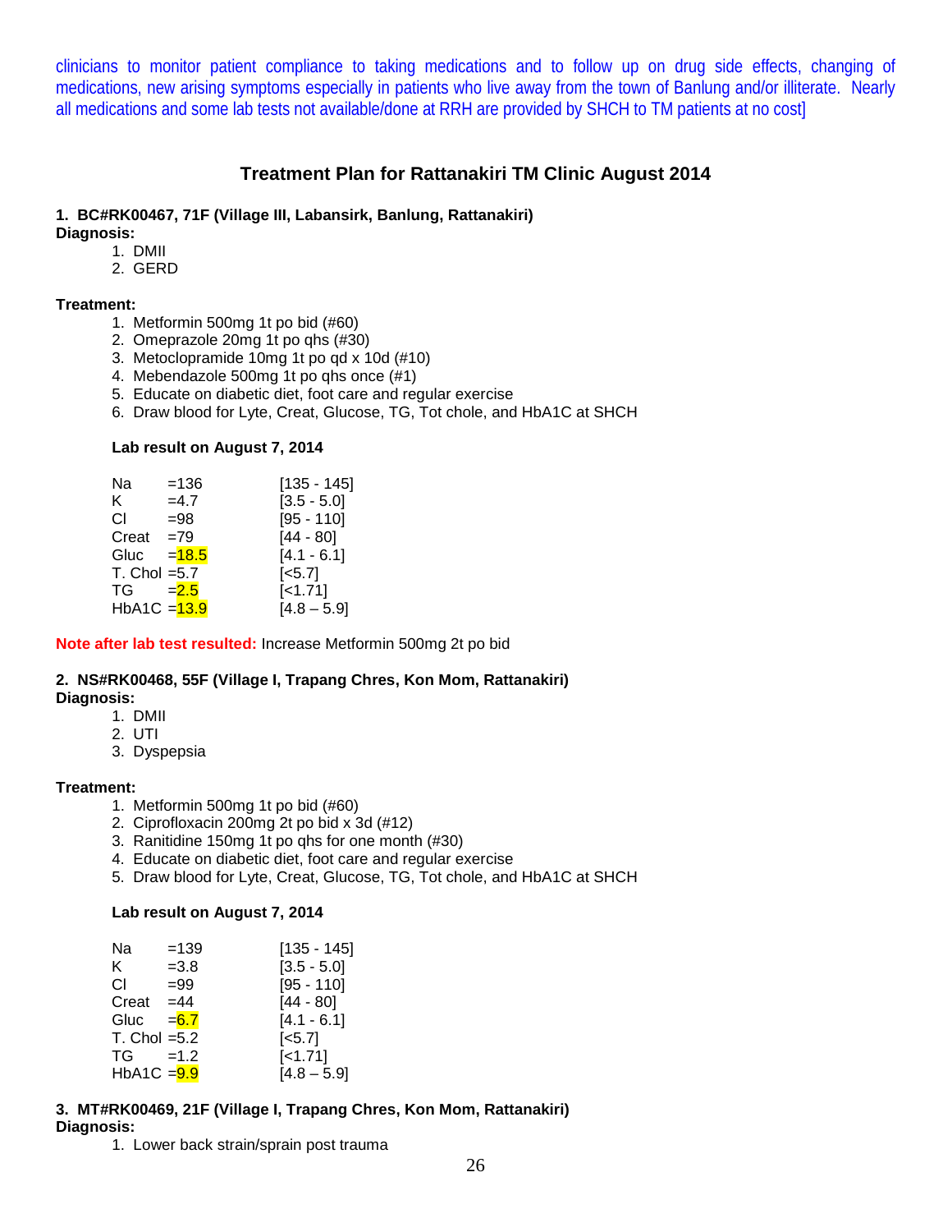clinicians to monitor patient compliance to taking medications and to follow up on drug side effects, changing of medications, new arising symptoms especially in patients who live away from the town of Banlung and/or illiterate. Nearly all medications and some lab tests not available/done at RRH are provided by SHCH to TM patients at no cost]

## Treatment Plan for Rattanakiri TM Clinic August 2014

**1. BC#RK00467, 71F (Village III, Labansirk, Banlung, Rattanakiri)**

**Diagnosis:**

1. DMII
2. GERD

**Treatment:**

1. Metformin 500mg 1t po bid (#60)
2. Omeprazole 20mg 1t po qhs (#30)
3. Metoclopramide 10mg 1t po qd x 10d (#10)
4. Mebendazole 500mg 1t po qhs once (#1)
5. Educate on diabetic diet, foot care and regular exercise
6. Draw blood for Lyte, Creat, Glucose, TG, Tot chole, and HbA1C at SHCH

**Lab result on August 7, 2014**

| Test | Result | Reference |
|---|---|---|
| Na | =136 | [135 - 145] |
| K | =4.7 | [3.5 - 5.0] |
| Cl | =98 | [95 - 110] |
| Creat | =79 | [44 - 80] |
| Gluc | =18.5 | [4.1 - 6.1] |
| T. Chol | =5.7 | [<5.7] |
| TG | =2.5 | [<1.71] |
| HbA1C | =13.9 | [4.8 – 5.9] |

**Note after lab test resulted:** Increase Metformin 500mg 2t po bid

**2. NS#RK00468, 55F (Village I, Trapang Chres, Kon Mom, Rattanakiri)**

**Diagnosis:**

1. DMII
2. UTI
3. Dyspepsia

**Treatment:**

1. Metformin 500mg 1t po bid (#60)
2. Ciprofloxacin 200mg 2t po bid x 3d (#12)
3. Ranitidine 150mg 1t po qhs for one month (#30)
4. Educate on diabetic diet, foot care and regular exercise
5. Draw blood for Lyte, Creat, Glucose, TG, Tot chole, and HbA1C at SHCH

**Lab result on August 7, 2014**

| Test | Result | Reference |
|---|---|---|
| Na | =139 | [135 - 145] |
| K | =3.8 | [3.5 - 5.0] |
| Cl | =99 | [95 - 110] |
| Creat | =44 | [44 - 80] |
| Gluc | =6.7 | [4.1 - 6.1] |
| T. Chol | =5.2 | [<5.7] |
| TG | =1.2 | [<1.71] |
| HbA1C | =9.9 | [4.8 – 5.9] |

**3. MT#RK00469, 21F (Village I, Trapang Chres, Kon Mom, Rattanakiri)**

**Diagnosis:**

1. Lower back strain/sprain post trauma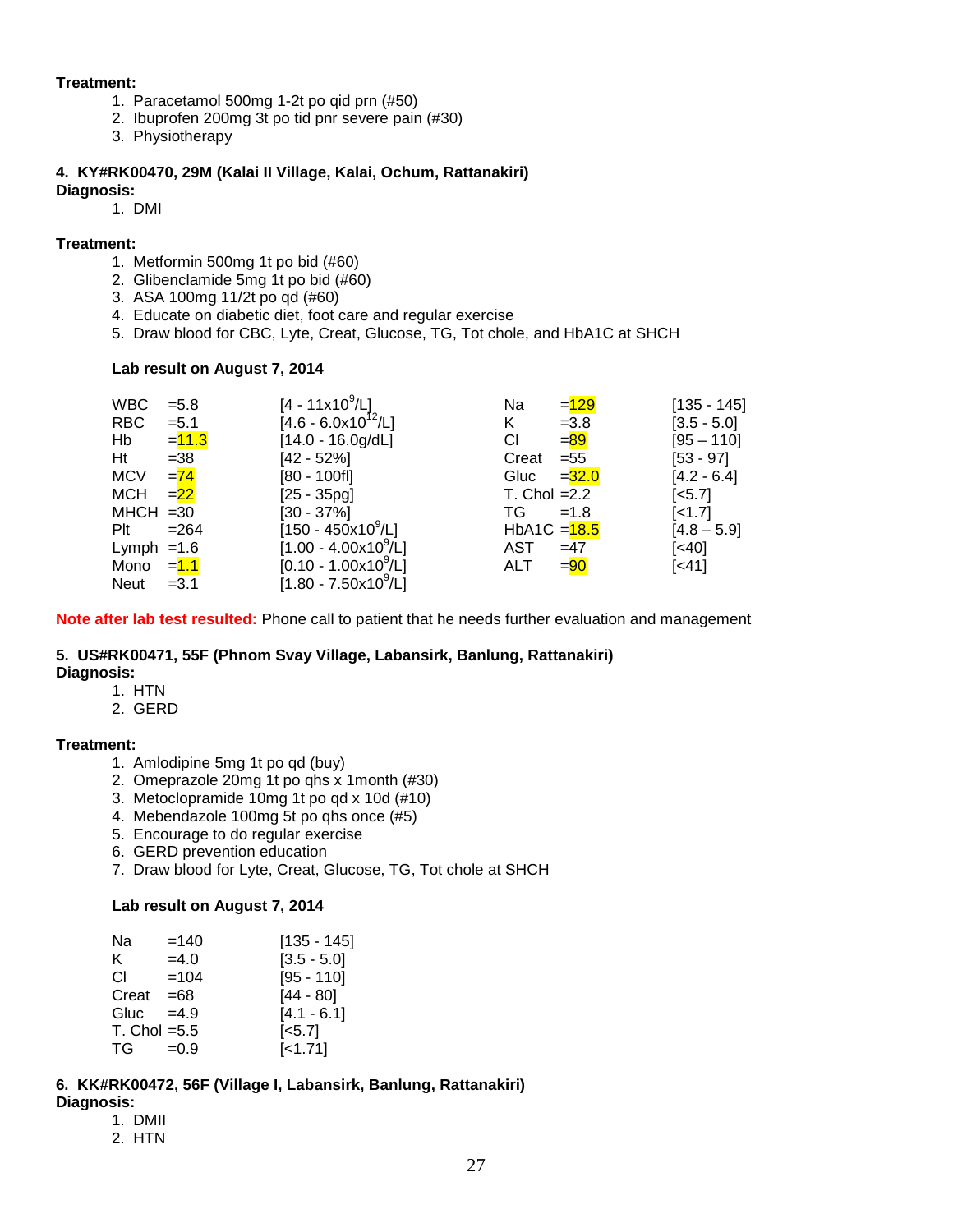**Treatment:**

1. Paracetamol 500mg 1-2t po qid prn (#50)
2. Ibuprofen 200mg 3t po tid pnr severe pain (#30)
3. Physiotherapy

**4. KY#RK00470, 29M (Kalai II Village, Kalai, Ochum, Rattanakiri)**

**Diagnosis:**

1. DMI

**Treatment:**

1. Metformin 500mg 1t po bid (#60)
2. Glibenclamide 5mg 1t po bid (#60)
3. ASA 100mg 11/2t po qd (#60)
4. Educate on diabetic diet, foot care and regular exercise
5. Draw blood for CBC, Lyte, Creat, Glucose, TG, Tot chole, and HbA1C at SHCH

**Lab result on August 7, 2014**

| Test | Result | Reference | Test | Result | Reference |
|---|---|---|---|---|---|
| WBC | =5.8 | [4 - 11x10$^9$/L] | Na | =129 | [135 - 145] |
| RBC | =5.1 | [4.6 - 6.0x10$^{12}$/L] | K | =3.8 | [3.5 - 5.0] |
| Hb | =11.3 | [14.0 - 16.0g/dL] | Cl | =89 | [95 – 110] |
| Ht | =38 | [42 - 52%] | Creat | =55 | [53 - 97] |
| MCV | =74 | [80 - 100fl] | Gluc | =32.0 | [4.2 - 6.4] |
| MCH | =22 | [25 - 35pg] | T. Chol | =2.2 | [<5.7] |
| MHCH | =30 | [30 - 37%] | TG | =1.8 | [<1.7] |
| Plt | =264 | [150 - 450x10$^9$/L] | HbA1C | =18.5 | [4.8 – 5.9] |
| Lymph | =1.6 | [1.00 - 4.00x10$^9$/L] | AST | =47 | [<40] |
| Mono | =1.1 | [0.10 - 1.00x10$^9$/L] | ALT | =90 | [<41] |
| Neut | =3.1 | [1.80 - 7.50x10$^9$/L] | | | |

**Note after lab test resulted:** Phone call to patient that he needs further evaluation and management

**5. US#RK00471, 55F (Phnom Svay Village, Labansirk, Banlung, Rattanakiri)**

**Diagnosis:**

1. HTN
2. GERD

**Treatment:**

1. Amlodipine 5mg 1t po qd (buy)
2. Omeprazole 20mg 1t po qhs x 1month (#30)
3. Metoclopramide 10mg 1t po qd x 10d (#10)
4. Mebendazole 100mg 5t po qhs once (#5)
5. Encourage to do regular exercise
6. GERD prevention education
7. Draw blood for Lyte, Creat, Glucose, TG, Tot chole at SHCH

**Lab result on August 7, 2014**

| Test | Result | Reference |
|---|---|---|
| Na | =140 | [135 - 145] |
| K | =4.0 | [3.5 - 5.0] |
| Cl | =104 | [95 - 110] |
| Creat | =68 | [44 - 80] |
| Gluc | =4.9 | [4.1 - 6.1] |
| T. Chol | =5.5 | [<5.7] |
| TG | =0.9 | [<1.71] |

**6. KK#RK00472, 56F (Village I, Labansirk, Banlung, Rattanakiri)**

**Diagnosis:**

1. DMII
2. HTN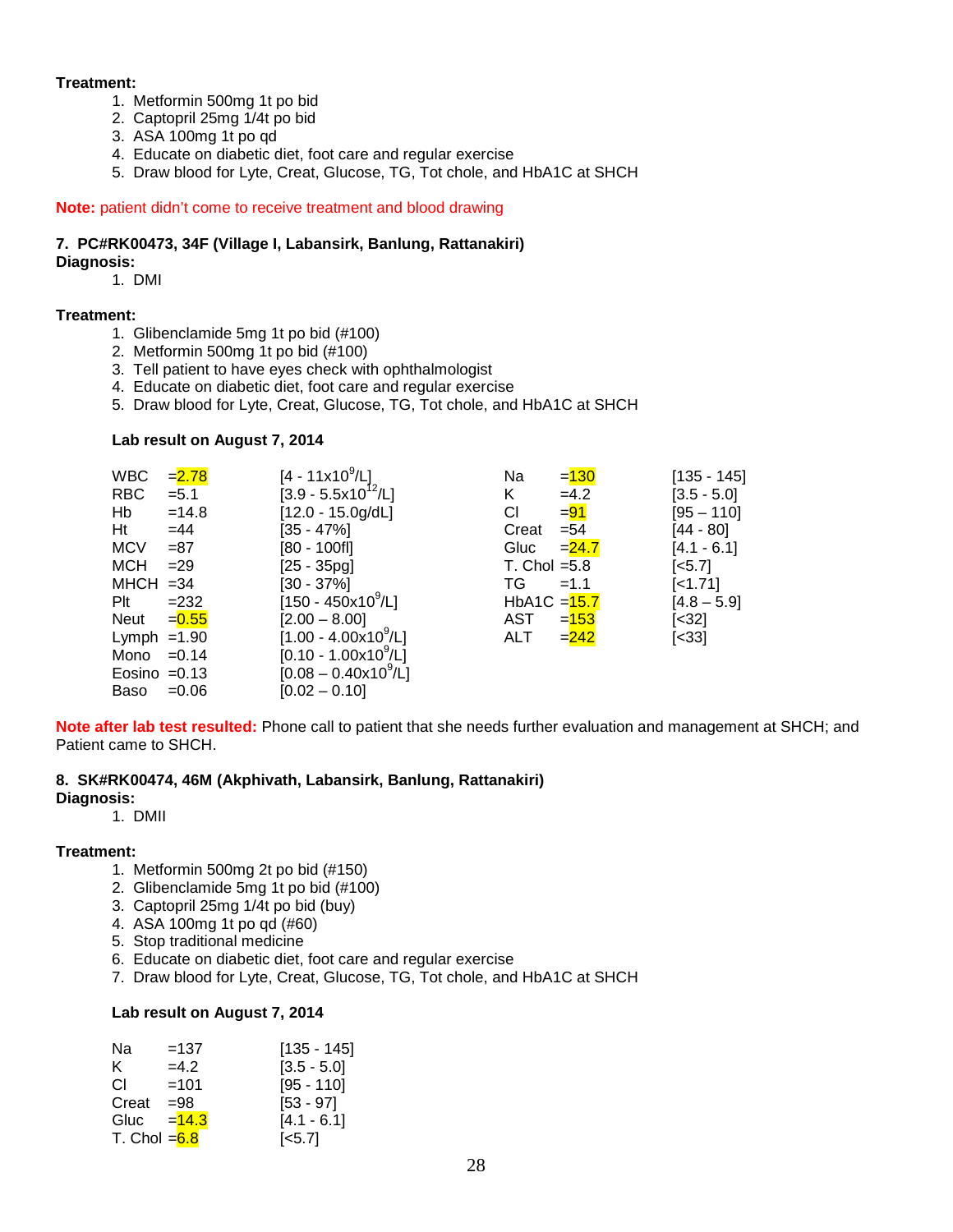**Treatment:**

1. Metformin 500mg 1t po bid
2. Captopril 25mg 1/4t po bid
3. ASA 100mg 1t po qd
4. Educate on diabetic diet, foot care and regular exercise
5. Draw blood for Lyte, Creat, Glucose, TG, Tot chole, and HbA1C at SHCH

**Note:** patient didn't come to receive treatment and blood drawing

**7. PC#RK00473, 34F (Village I, Labansirk, Banlung, Rattanakiri)**

**Diagnosis:**

1. DMI

**Treatment:**

1. Glibenclamide 5mg 1t po bid (#100)
2. Metformin 500mg 1t po bid (#100)
3. Tell patient to have eyes check with ophthalmologist
4. Educate on diabetic diet, foot care and regular exercise
5. Draw blood for Lyte, Creat, Glucose, TG, Tot chole, and HbA1C at SHCH

**Lab result on August 7, 2014**

| Test | Result | Reference | Test | Result | Reference |
|---|---|---|---|---|---|
| WBC | =2.78 | [4 - 11x10$^9$/L] | Na | =130 | [135 - 145] |
| RBC | =5.1 | [3.9 - 5.5x10$^{12}$/L] | K | =4.2 | [3.5 - 5.0] |
| Hb | =14.8 | [12.0 - 15.0g/dL] | Cl | =91 | [95 – 110] |
| Ht | =44 | [35 - 47%] | Creat | =54 | [44 - 80] |
| MCV | =87 | [80 - 100fl] | Gluc | =24.7 | [4.1 - 6.1] |
| MCH | =29 | [25 - 35pg] | T. Chol | =5.8 | [<5.7] |
| MHCH | =34 | [30 - 37%] | TG | =1.1 | [<1.71] |
| Plt | =232 | [150 - 450x10$^9$/L] | HbA1C | =15.7 | [4.8 – 5.9] |
| Neut | =0.55 | [2.00 – 8.00] | AST | =153 | [<32] |
| Lymph | =1.90 | [1.00 - 4.00x10$^9$/L] | ALT | =242 | [<33] |
| Mono | =0.14 | [0.10 - 1.00x10$^9$/L] | | | |
| Eosino | =0.13 | [0.08 – 0.40x10$^9$/L] | | | |
| Baso | =0.06 | [0.02 – 0.10] | | | |

**Note after lab test resulted:** Phone call to patient that she needs further evaluation and management at SHCH; and Patient came to SHCH.

**8. SK#RK00474, 46M (Akphivath, Labansirk, Banlung, Rattanakiri)**

**Diagnosis:**

1. DMII

**Treatment:**

1. Metformin 500mg 2t po bid (#150)
2. Glibenclamide 5mg 1t po bid (#100)
3. Captopril 25mg 1/4t po bid (buy)
4. ASA 100mg 1t po qd (#60)
5. Stop traditional medicine
6. Educate on diabetic diet, foot care and regular exercise
7. Draw blood for Lyte, Creat, Glucose, TG, Tot chole, and HbA1C at SHCH

**Lab result on August 7, 2014**

| Test | Result | Reference |
|---|---|---|
| Na | =137 | [135 - 145] |
| K | =4.2 | [3.5 - 5.0] |
| Cl | =101 | [95 - 110] |
| Creat | =98 | [53 - 97] |
| Gluc | =14.3 | [4.1 - 6.1] |
| T. Chol | =6.8 | [<5.7] |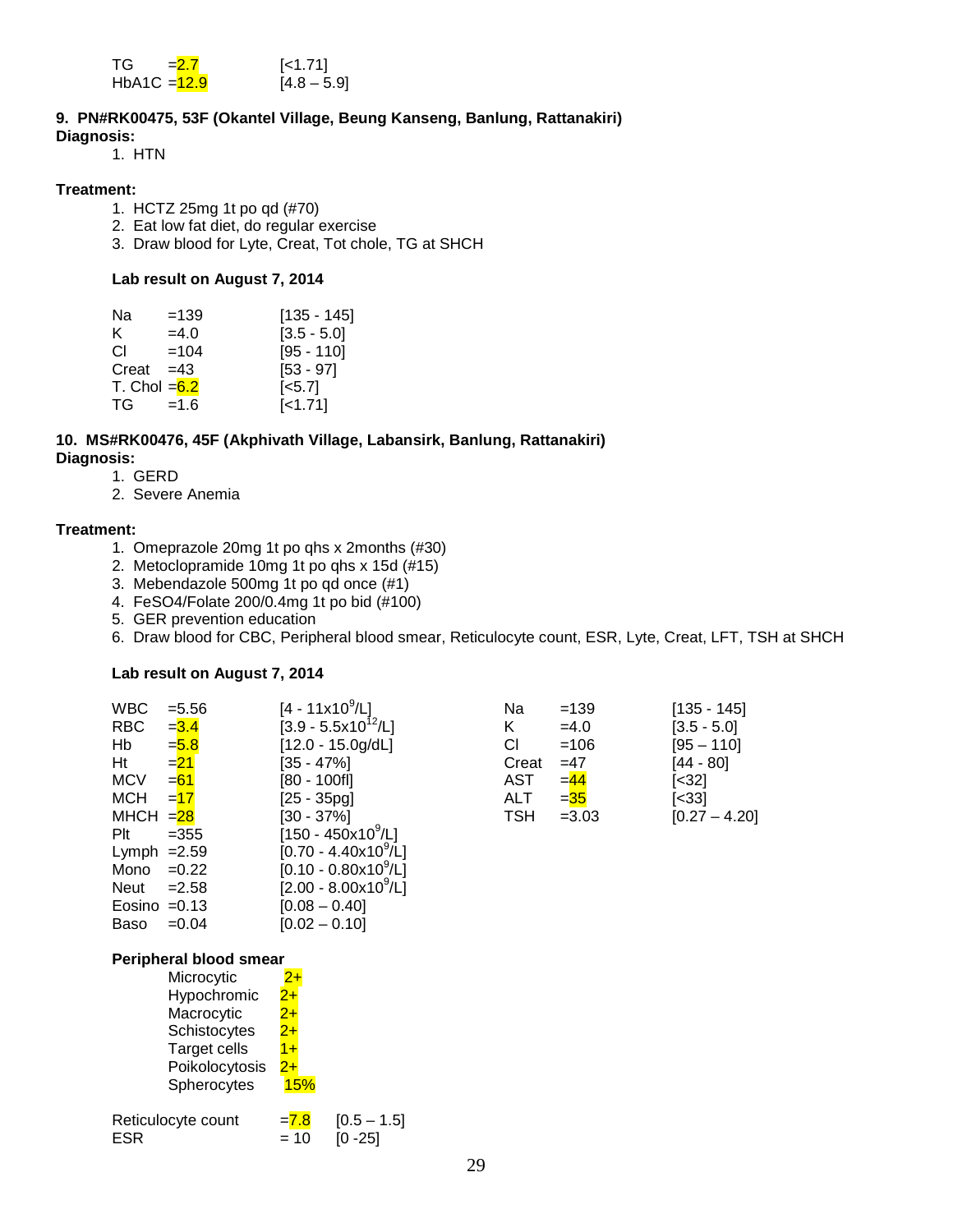| | | |
|---|---|---|
| TG | =2.7 | [<1.71] |
| HbA1C | =12.9 | [4.8 – 5.9] |

**9. PN#RK00475, 53F (Okantel Village, Beung Kanseng, Banlung, Rattanakiri)**

**Diagnosis:**

1. HTN

**Treatment:**

1. HCTZ 25mg 1t po qd (#70)
2. Eat low fat diet, do regular exercise
3. Draw blood for Lyte, Creat, Tot chole, TG at SHCH

**Lab result on August 7, 2014**

| | | |
|---|---|---|
| Na | =139 | [135 - 145] |
| K | =4.0 | [3.5 - 5.0] |
| Cl | =104 | [95 - 110] |
| Creat | =43 | [53 - 97] |
| T. Chol | =6.2 | [<5.7] |
| TG | =1.6 | [<1.71] |

**10. MS#RK00476, 45F (Akphivath Village, Labansirk, Banlung, Rattanakiri)**

**Diagnosis:**

1. GERD
2. Severe Anemia

**Treatment:**

1. Omeprazole 20mg 1t po qhs x 2months (#30)
2. Metoclopramide 10mg 1t po qhs x 15d (#15)
3. Mebendazole 500mg 1t po qd once (#1)
4. FeSO4/Folate 200/0.4mg 1t po bid (#100)
5. GER prevention education
6. Draw blood for CBC, Peripheral blood smear, Reticulocyte count, ESR, Lyte, Creat, LFT, TSH at SHCH

**Lab result on August 7, 2014**

| | | |
|---|---|---|
| WBC | =5.56 | [4 - $11x10^9$/L] |
| RBC | =3.4 | [3.9 - $5.5x10^{12}$/L] |
| Hb | =5.8 | [12.0 - 15.0g/dL] |
| Ht | =21 | [35 - 47%] |
| MCV | =61 | [80 - 100fl] |
| MCH | =17 | [25 - 35pg] |
| MHCH | =28 | [30 - 37%] |
| Plt | =355 | [150 - $450x10^9$/L] |
| Lymph | =2.59 | [0.70 - $4.40x10^9$/L] |
| Mono | =0.22 | [0.10 - $0.80x10^9$/L] |
| Neut | =2.58 | [2.00 - $8.00x10^9$/L] |
| Eosino | =0.13 | [0.08 – 0.40] |
| Baso | =0.04 | [0.02 – 0.10] |

| | | |
|---|---|---|
| Na | =139 | [135 - 145] |
| K | =4.0 | [3.5 - 5.0] |
| Cl | =106 | [95 – 110] |
| Creat | =47 | [44 - 80] |
| AST | =44 | [<32] |
| ALT | =35 | [<33] |
| TSH | =3.03 | [0.27 – 4.20] |

**Peripheral blood smear**

| | |
|---|---|
| Microcytic | 2+ |
| Hypochromic | 2+ |
| Macrocytic | 2+ |
| Schistocytes | 2+ |
| Target cells | 1+ |
| Poikolocytosis | 2+ |
| Spherocytes | 15% |

| | | |
|---|---|---|
| Reticulocyte count | =7.8 | [0.5 – 1.5] |
| ESR | = 10 | [0 -25] |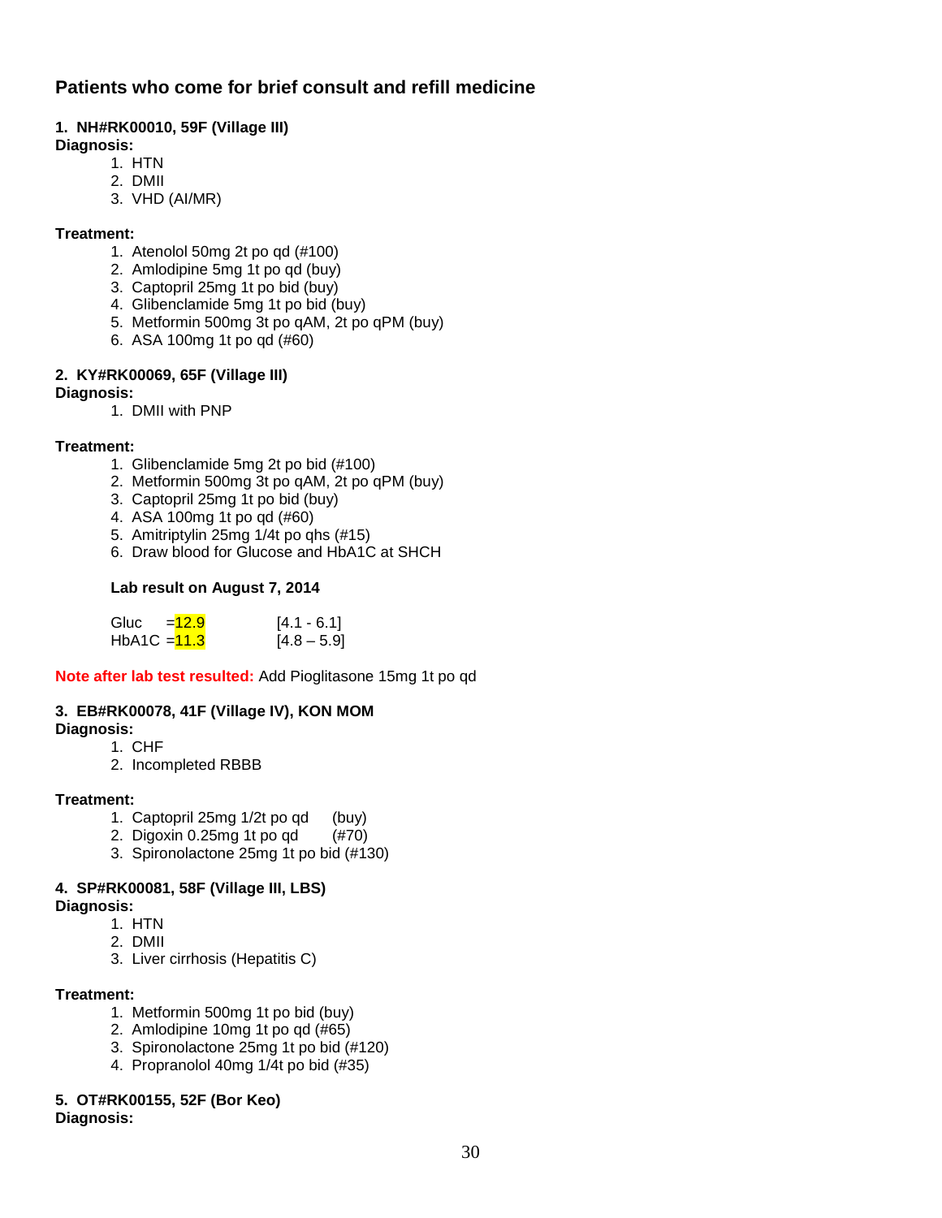## Patients who come for brief consult and refill medicine

**1. NH#RK00010, 59F (Village III)**

**Diagnosis:**

1. HTN
2. DMII
3. VHD (AI/MR)

**Treatment:**

1. Atenolol 50mg 2t po qd (#100)
2. Amlodipine 5mg 1t po qd (buy)
3. Captopril 25mg 1t po bid (buy)
4. Glibenclamide 5mg 1t po bid (buy)
5. Metformin 500mg 3t po qAM, 2t po qPM (buy)
6. ASA 100mg 1t po qd (#60)

**2. KY#RK00069, 65F (Village III)**

**Diagnosis:**

1. DMII with PNP

**Treatment:**

1. Glibenclamide 5mg 2t po bid (#100)
2. Metformin 500mg 3t po qAM, 2t po qPM (buy)
3. Captopril 25mg 1t po bid (buy)
4. ASA 100mg 1t po qd (#60)
5. Amitriptylin 25mg 1/4t po qhs (#15)
6. Draw blood for Glucose and HbA1C at SHCH

**Lab result on August 7, 2014**

| | | |
|---|---|---|
| Gluc | =12.9 | [4.1 - 6.1] |
| HbA1C | =11.3 | [4.8 – 5.9] |

**Note after lab test resulted:** Add Pioglitasone 15mg 1t po qd

**3. EB#RK00078, 41F (Village IV), KON MOM**

**Diagnosis:**

1. CHF
2. Incompleted RBBB

**Treatment:**

1. Captopril 25mg 1/2t po qd (buy)
2. Digoxin 0.25mg 1t po qd (#70)
3. Spironolactone 25mg 1t po bid (#130)

**4. SP#RK00081, 58F (Village III, LBS)**

**Diagnosis:**

1. HTN
2. DMII
3. Liver cirrhosis (Hepatitis C)

**Treatment:**

1. Metformin 500mg 1t po bid (buy)
2. Amlodipine 10mg 1t po qd (#65)
3. Spironolactone 25mg 1t po bid (#120)
4. Propranolol 40mg 1/4t po bid (#35)

**5. OT#RK00155, 52F (Bor Keo)**

**Diagnosis:**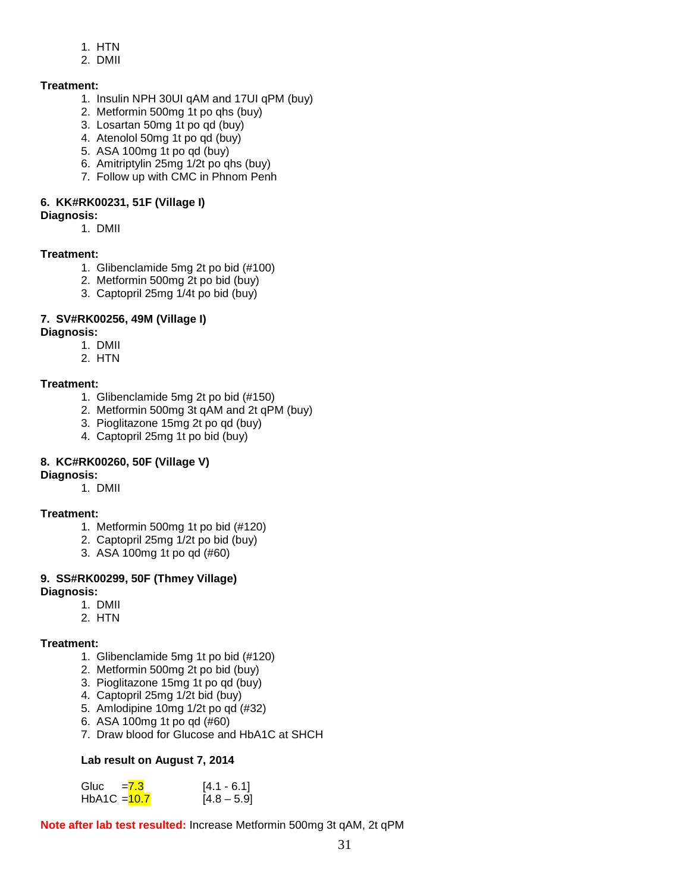1. HTN
2. DMII

**Treatment:**

1. Insulin NPH 30UI qAM and 17UI qPM (buy)
2. Metformin 500mg 1t po qhs (buy)
3. Losartan 50mg 1t po qd (buy)
4. Atenolol 50mg 1t po qd (buy)
5. ASA 100mg 1t po qd (buy)
6. Amitriptylin 25mg 1/2t po qhs (buy)
7. Follow up with CMC in Phnom Penh

**6. KK#RK00231, 51F (Village I)**

**Diagnosis:**

1. DMII

**Treatment:**

1. Glibenclamide 5mg 2t po bid (#100)
2. Metformin 500mg 2t po bid (buy)
3. Captopril 25mg 1/4t po bid (buy)

**7. SV#RK00256, 49M (Village I)**

**Diagnosis:**

1. DMII
2. HTN

**Treatment:**

1. Glibenclamide 5mg 2t po bid (#150)
2. Metformin 500mg 3t qAM and 2t qPM (buy)
3. Pioglitazone 15mg 2t po qd (buy)
4. Captopril 25mg 1t po bid (buy)

**8. KC#RK00260, 50F (Village V)**

**Diagnosis:**

1. DMII

**Treatment:**

1. Metformin 500mg 1t po bid (#120)
2. Captopril 25mg 1/2t po bid (buy)
3. ASA 100mg 1t po qd (#60)

**9. SS#RK00299, 50F (Thmey Village)**

**Diagnosis:**

1. DMII
2. HTN

**Treatment:**

1. Glibenclamide 5mg 1t po bid (#120)
2. Metformin 500mg 2t po bid (buy)
3. Pioglitazone 15mg 1t po qd (buy)
4. Captopril 25mg 1/2t bid (buy)
5. Amlodipine 10mg 1/2t po qd (#32)
6. ASA 100mg 1t po qd (#60)
7. Draw blood for Glucose and HbA1C at SHCH

**Lab result on August 7, 2014**

| | | |
|---|---|---|
| Gluc | =7.3 | [4.1 - 6.1] |
| HbA1C | =10.7 | [4.8 – 5.9] |

**Note after lab test resulted:** Increase Metformin 500mg 3t qAM, 2t qPM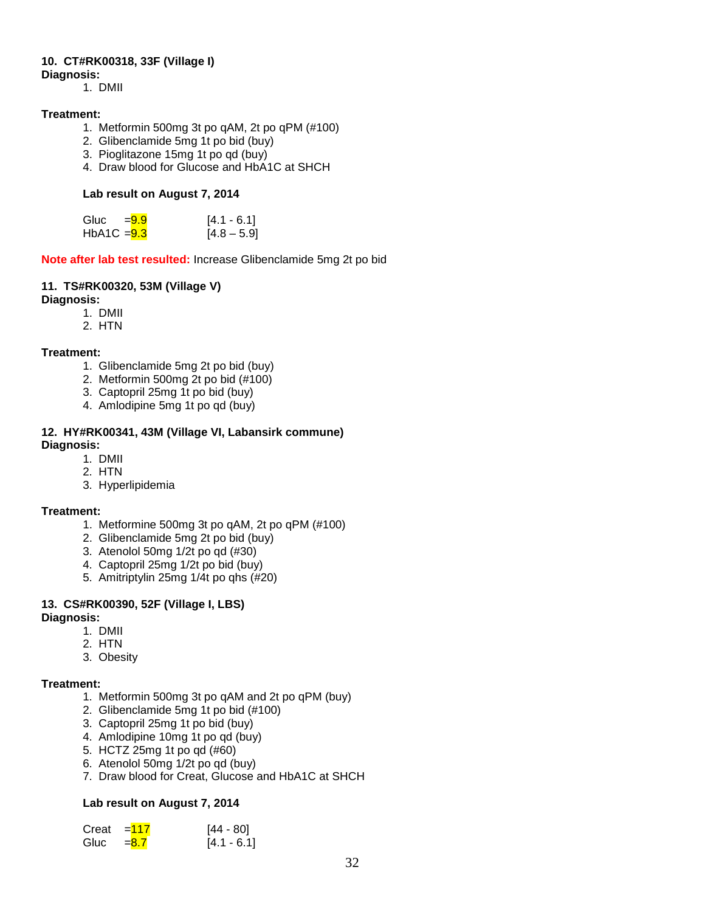**10. CT#RK00318, 33F (Village I)**

**Diagnosis:**

1. DMII

**Treatment:**

1. Metformin 500mg 3t po qAM, 2t po qPM (#100)
2. Glibenclamide 5mg 1t po bid (buy)
3. Pioglitazone 15mg 1t po qd (buy)
4. Draw blood for Glucose and HbA1C at SHCH

**Lab result on August 7, 2014**

| | | |
|---|---|---|
| Gluc | =9.9 | [4.1 - 6.1] |
| HbA1C | =9.3 | [4.8 – 5.9] |

**Note after lab test resulted:** Increase Glibenclamide 5mg 2t po bid

**11. TS#RK00320, 53M (Village V)**

**Diagnosis:**

1. DMII
2. HTN

**Treatment:**

1. Glibenclamide 5mg 2t po bid (buy)
2. Metformin 500mg 2t po bid (#100)
3. Captopril 25mg 1t po bid (buy)
4. Amlodipine 5mg 1t po qd (buy)

**12. HY#RK00341, 43M (Village VI, Labansirk commune)**

**Diagnosis:**

1. DMII
2. HTN
3. Hyperlipidemia

**Treatment:**

1. Metformine 500mg 3t po qAM, 2t po qPM (#100)
2. Glibenclamide 5mg 2t po bid (buy)
3. Atenolol 50mg 1/2t po qd (#30)
4. Captopril 25mg 1/2t po bid (buy)
5. Amitriptylin 25mg 1/4t po qhs (#20)

**13. CS#RK00390, 52F (Village I, LBS)**

**Diagnosis:**

1. DMII
2. HTN
3. Obesity

**Treatment:**

1. Metformin 500mg 3t po qAM and 2t po qPM (buy)
2. Glibenclamide 5mg 1t po bid (#100)
3. Captopril 25mg 1t po bid (buy)
4. Amlodipine 10mg 1t po qd (buy)
5. HCTZ 25mg 1t po qd (#60)
6. Atenolol 50mg 1/2t po qd (buy)
7. Draw blood for Creat, Glucose and HbA1C at SHCH

**Lab result on August 7, 2014**

| | | |
|---|---|---|
| Creat | =117 | [44 - 80] |
| Gluc | =8.7 | [4.1 - 6.1] |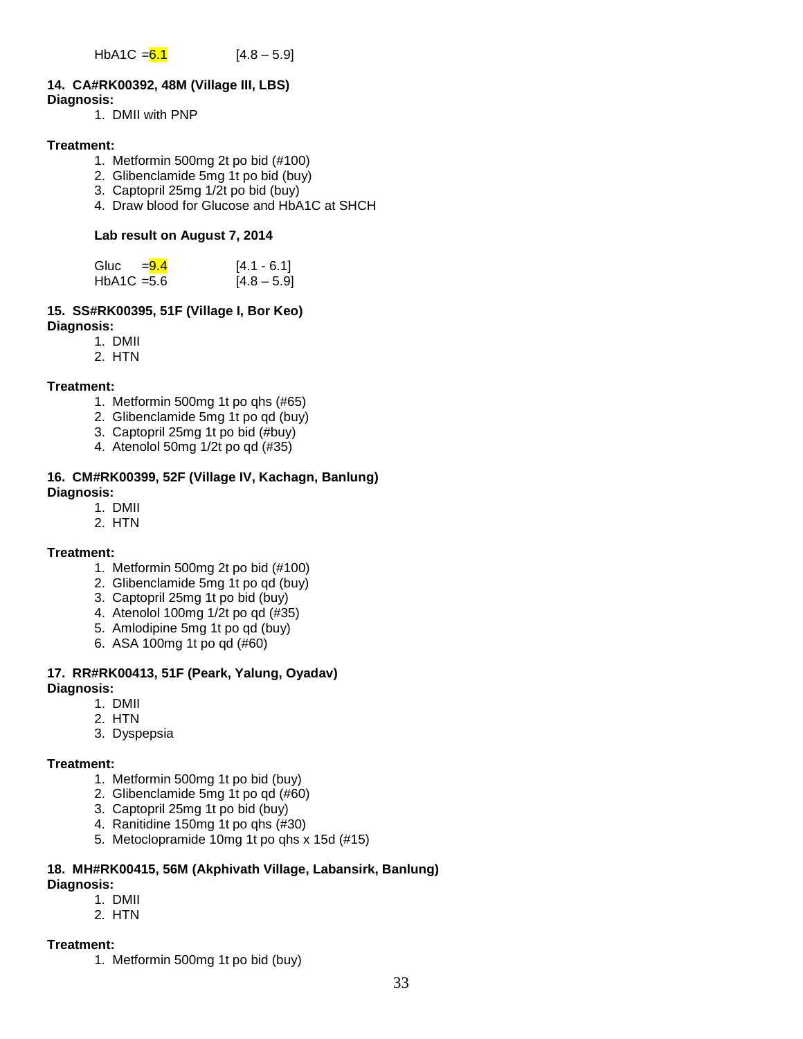HbA1C =6.1 [4.8 – 5.9]

**14. CA#RK00392, 48M (Village III, LBS)**
**Diagnosis:**

1. DMII with PNP

**Treatment:**

1. Metformin 500mg 2t po bid (#100)
2. Glibenclamide 5mg 1t po bid (buy)
3. Captopril 25mg 1/2t po bid (buy)
4. Draw blood for Glucose and HbA1C at SHCH

**Lab result on August 7, 2014**

Gluc =9.4 [4.1 - 6.1]
HbA1C =5.6 [4.8 – 5.9]

**15. SS#RK00395, 51F (Village I, Bor Keo)**
**Diagnosis:**

1. DMII
2. HTN

**Treatment:**

1. Metformin 500mg 1t po qhs (#65)
2. Glibenclamide 5mg 1t po qd (buy)
3. Captopril 25mg 1t po bid (#buy)
4. Atenolol 50mg 1/2t po qd (#35)

**16. CM#RK00399, 52F (Village IV, Kachagn, Banlung)**
**Diagnosis:**

1. DMII
2. HTN

**Treatment:**

1. Metformin 500mg 2t po bid (#100)
2. Glibenclamide 5mg 1t po qd (buy)
3. Captopril 25mg 1t po bid (buy)
4. Atenolol 100mg 1/2t po qd (#35)
5. Amlodipine 5mg 1t po qd (buy)
6. ASA 100mg 1t po qd (#60)

**17. RR#RK00413, 51F (Peark, Yalung, Oyadav)**
**Diagnosis:**

1. DMII
2. HTN
3. Dyspepsia

**Treatment:**

1. Metformin 500mg 1t po bid (buy)
2. Glibenclamide 5mg 1t po qd (#60)
3. Captopril 25mg 1t po bid (buy)
4. Ranitidine 150mg 1t po qhs (#30)
5. Metoclopramide 10mg 1t po qhs x 15d (#15)

**18. MH#RK00415, 56M (Akphivath Village, Labansirk, Banlung)**
**Diagnosis:**

1. DMII
2. HTN

**Treatment:**

1. Metformin 500mg 1t po bid (buy)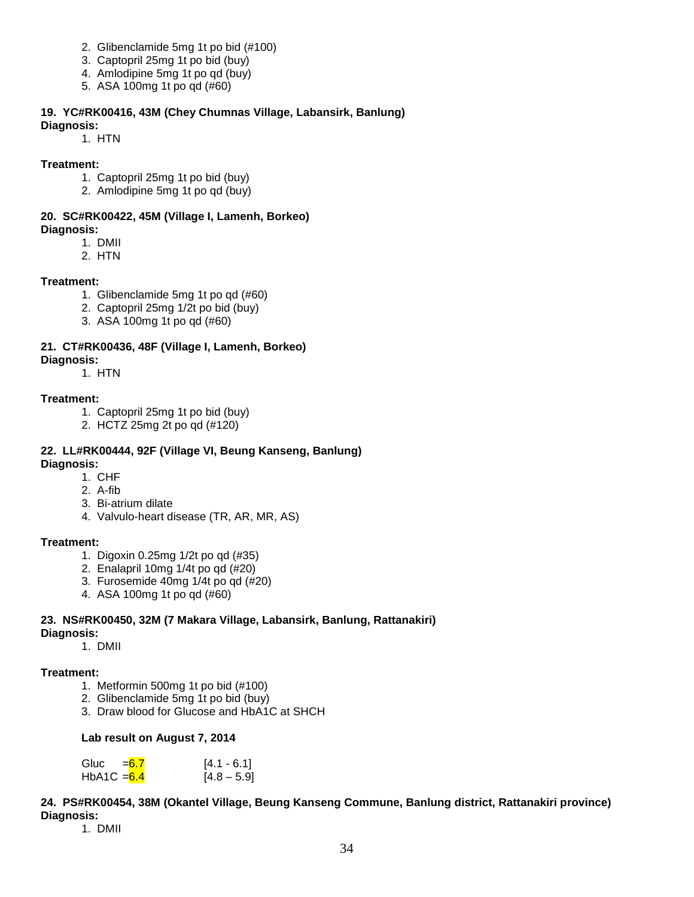2. Glibenclamide 5mg 1t po bid (#100)
3. Captopril 25mg 1t po bid (buy)
4. Amlodipine 5mg 1t po qd (buy)
5. ASA 100mg 1t po qd (#60)

**19. YC#RK00416, 43M (Chey Chumnas Village, Labansirk, Banlung)**
**Diagnosis:**

1. HTN

**Treatment:**

1. Captopril 25mg 1t po bid (buy)
2. Amlodipine 5mg 1t po qd (buy)

**20. SC#RK00422, 45M (Village I, Lamenh, Borkeo)**
**Diagnosis:**

1. DMII
2. HTN

**Treatment:**

1. Glibenclamide 5mg 1t po qd (#60)
2. Captopril 25mg 1/2t po bid (buy)
3. ASA 100mg 1t po qd (#60)

**21. CT#RK00436, 48F (Village I, Lamenh, Borkeo)**
**Diagnosis:**

1. HTN

**Treatment:**

1. Captopril 25mg 1t po bid (buy)
2. HCTZ 25mg 2t po qd (#120)

**22. LL#RK00444, 92F (Village VI, Beung Kanseng, Banlung)**
**Diagnosis:**

1. CHF
2. A-fib
3. Bi-atrium dilate
4. Valvulo-heart disease (TR, AR, MR, AS)

**Treatment:**

1. Digoxin 0.25mg 1/2t po qd (#35)
2. Enalapril 10mg 1/4t po qd (#20)
3. Furosemide 40mg 1/4t po qd (#20)
4. ASA 100mg 1t po qd (#60)

**23. NS#RK00450, 32M (7 Makara Village, Labansirk, Banlung, Rattanakiri)**
**Diagnosis:**

1. DMII

**Treatment:**

1. Metformin 500mg 1t po bid (#100)
2. Glibenclamide 5mg 1t po bid (buy)
3. Draw blood for Glucose and HbA1C at SHCH

**Lab result on August 7, 2014**

| | | |
|---|---|---|
| Gluc | =6.7 | [4.1 - 6.1] |
| HbA1C | =6.4 | [4.8 – 5.9] |

**24. PS#RK00454, 38M (Okantel Village, Beung Kanseng Commune, Banlung district, Rattanakiri province)**
**Diagnosis:**

1. DMII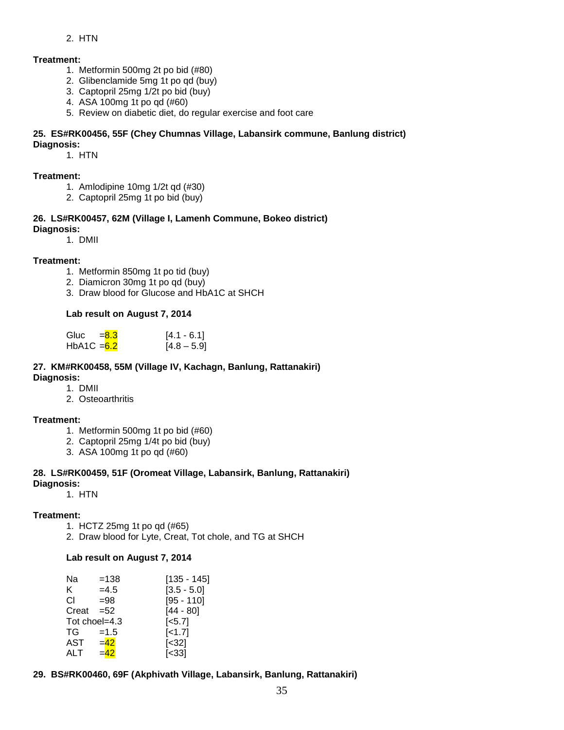2. HTN

**Treatment:**

1. Metformin 500mg 2t po bid (#80)
2. Glibenclamide 5mg 1t po qd (buy)
3. Captopril 25mg 1/2t po bid (buy)
4. ASA 100mg 1t po qd (#60)
5. Review on diabetic diet, do regular exercise and foot care

**25. ES#RK00456, 55F (Chey Chumnas Village, Labansirk commune, Banlung district)**

**Diagnosis:**

1. HTN

**Treatment:**

1. Amlodipine 10mg 1/2t qd (#30)
2. Captopril 25mg 1t po bid (buy)

**26. LS#RK00457, 62M (Village I, Lamenh Commune, Bokeo district)**

**Diagnosis:**

1. DMII

**Treatment:**

1. Metformin 850mg 1t po tid (buy)
2. Diamicron 30mg 1t po qd (buy)
3. Draw blood for Glucose and HbA1C at SHCH

**Lab result on August 7, 2014**

| | | |
|---|---|---|
| Gluc | =8.3 | [4.1 - 6.1] |
| HbA1C | =6.2 | [4.8 – 5.9] |

**27. KM#RK00458, 55M (Village IV, Kachagn, Banlung, Rattanakiri)**

**Diagnosis:**

1. DMII
2. Osteoarthritis

**Treatment:**

1. Metformin 500mg 1t po bid (#60)
2. Captopril 25mg 1/4t po bid (buy)
3. ASA 100mg 1t po qd (#60)

**28. LS#RK00459, 51F (Oromeat Village, Labansirk, Banlung, Rattanakiri)**

**Diagnosis:**

1. HTN

**Treatment:**

1. HCTZ 25mg 1t po qd (#65)
2. Draw blood for Lyte, Creat, Tot chole, and TG at SHCH

**Lab result on August 7, 2014**

| | | |
|---|---|---|
| Na | =138 | [135 - 145] |
| K | =4.5 | [3.5 - 5.0] |
| Cl | =98 | [95 - 110] |
| Creat | =52 | [44 - 80] |
| Tot choel | =4.3 | [<5.7] |
| TG | =1.5 | [<1.7] |
| AST | =42 | [<32] |
| ALT | =42 | [<33] |

**29. BS#RK00460, 69F (Akphivath Village, Labansirk, Banlung, Rattanakiri)**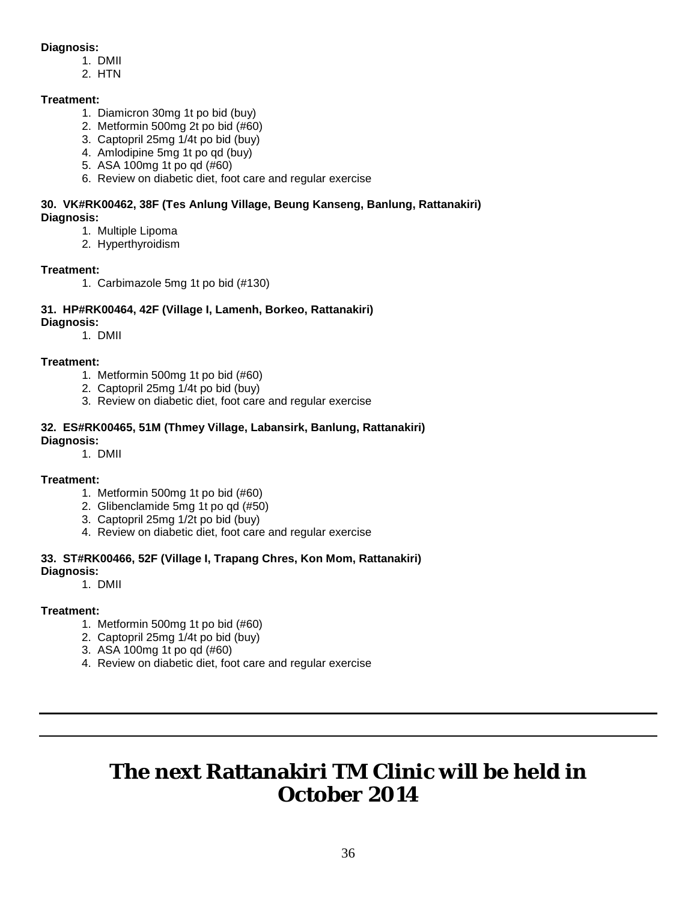**Diagnosis:**

1. DMII
2. HTN

**Treatment:**

1. Diamicron 30mg 1t po bid (buy)
2. Metformin 500mg 2t po bid (#60)
3. Captopril 25mg 1/4t po bid (buy)
4. Amlodipine 5mg 1t po qd (buy)
5. ASA 100mg 1t po qd (#60)
6. Review on diabetic diet, foot care and regular exercise

**30. VK#RK00462, 38F (Tes Anlung Village, Beung Kanseng, Banlung, Rattanakiri)**

**Diagnosis:**

1. Multiple Lipoma
2. Hyperthyroidism

**Treatment:**

1. Carbimazole 5mg 1t po bid (#130)

**31. HP#RK00464, 42F (Village I, Lamenh, Borkeo, Rattanakiri)**

**Diagnosis:**

1. DMII

**Treatment:**

1. Metformin 500mg 1t po bid (#60)
2. Captopril 25mg 1/4t po bid (buy)
3. Review on diabetic diet, foot care and regular exercise

**32. ES#RK00465, 51M (Thmey Village, Labansirk, Banlung, Rattanakiri)**

**Diagnosis:**

1. DMII

**Treatment:**

1. Metformin 500mg 1t po bid (#60)
2. Glibenclamide 5mg 1t po qd (#50)
3. Captopril 25mg 1/2t po bid (buy)
4. Review on diabetic diet, foot care and regular exercise

**33. ST#RK00466, 52F (Village I, Trapang Chres, Kon Mom, Rattanakiri)**

**Diagnosis:**

1. DMII

**Treatment:**

1. Metformin 500mg 1t po bid (#60)
2. Captopril 25mg 1/4t po bid (buy)
3. ASA 100mg 1t po qd (#60)
4. Review on diabetic diet, foot care and regular exercise

---

# The next Rattanakiri TM Clinic will be held in October 2014